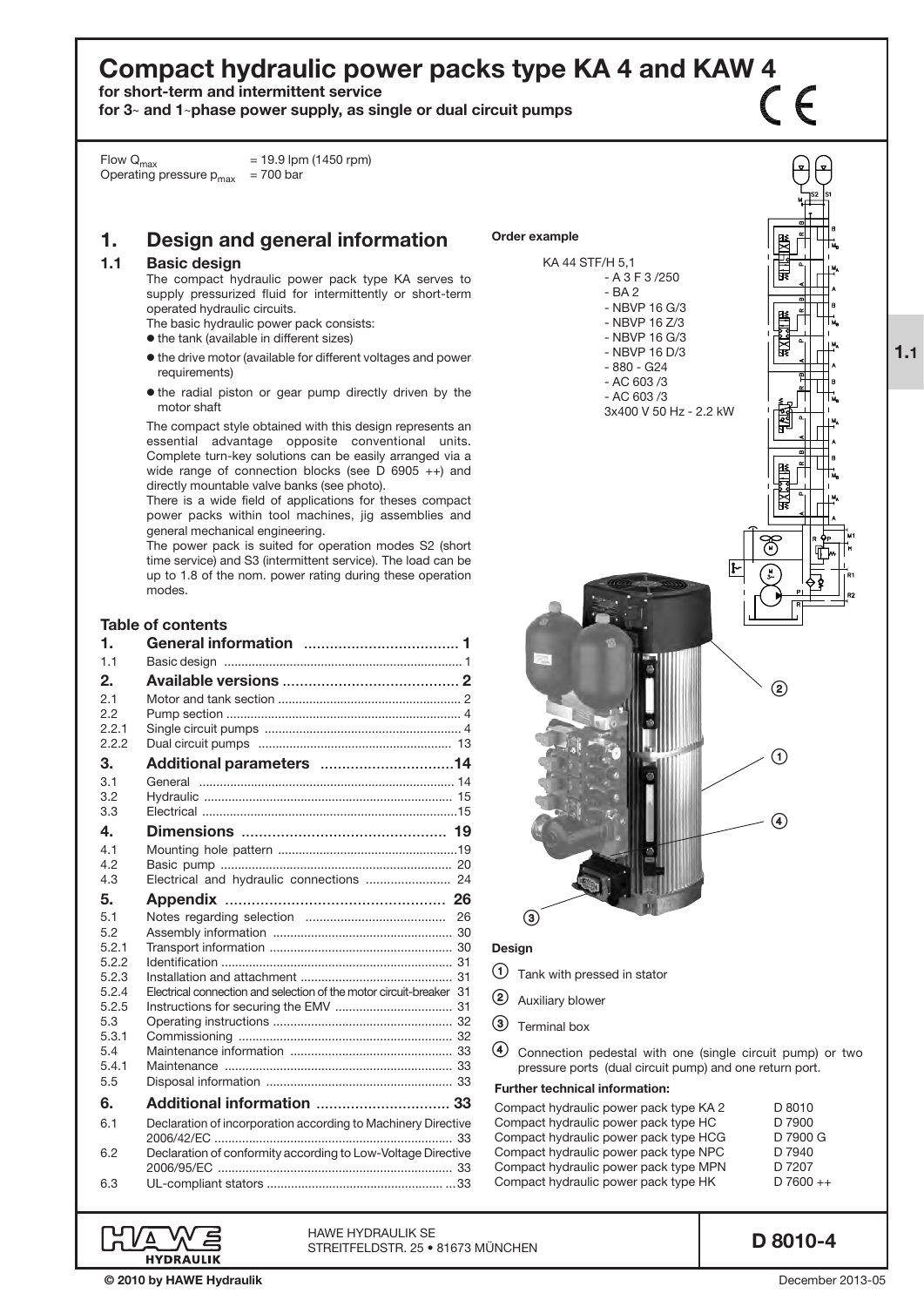# Compact hydraulic power packs type KA 4 and KAW 4

**for short-term and intermittent service**
**for 3~ and 1~phase power supply, as single or dual circuit pumps**

Flow $Q_{max}$ = 19.9 lpm (1450 rpm)
Operating pressure $p_{max}$ = 700 bar

## 1. Design and general information

### 1.1 Basic design

The compact hydraulic power pack type KA serves to supply pressurized fluid for intermittently or short-term operated hydraulic circuits.

The basic hydraulic power pack consists:

- the tank (available in different sizes)
- the drive motor (available for different voltages and power requirements)
- the radial piston or gear pump directly driven by the motor shaft

The compact style obtained with this design represents an essential advantage opposite conventional units. Complete turn-key solutions can be easily arranged via a wide range of connection blocks (see D 6905 ++) and directly mountable valve banks (see photo).

There is a wide field of applications for theses compact power packs within tool machines, jig assemblies and general mechanical engineering.

The power pack is suited for operation modes S2 (short time service) and S3 (intermittent service). The load can be up to 1.8 of the nom. power rating during these operation modes.

### Table of contents

| | | |
|---|---|---|
| **1.** | **General information** | **1** |
| 1.1 | Basic design | 1 |
| **2.** | **Available versions** | **2** |
| 2.1 | Motor and tank section | 2 |
| 2.2 | Pump section | 4 |
| 2.2.1 | Single circuit pumps | 4 |
| 2.2.2 | Dual circuit pumps | 13 |
| **3.** | **Additional parameters** | **14** |
| 3.1 | General | 14 |
| 3.2 | Hydraulic | 15 |
| 3.3 | Electrical | 15 |
| **4.** | **Dimensions** | **19** |
| 4.1 | Mounting hole pattern | 19 |
| 4.2 | Basic pump | 20 |
| 4.3 | Electrical and hydraulic connections | 24 |
| **5.** | **Appendix** | **26** |
| 5.1 | Notes regarding selection | 26 |
| 5.2 | Assembly information | 30 |
| 5.2.1 | Transport information | 30 |
| 5.2.2 | Identification | 31 |
| 5.2.3 | Installation and attachment | 31 |
| 5.2.4 | Electrical connection and selection of the motor circuit-breaker | 31 |
| 5.2.5 | Instructions for securing the EMV | 31 |
| 5.3 | Operating instructions | 32 |
| 5.3.1 | Commissioning | 32 |
| 5.4 | Maintenance information | 33 |
| 5.4.1 | Maintenance | 33 |
| 5.5 | Disposal information | 33 |
| **6.** | **Additional information** | **33** |
| 6.1 | Declaration of incorporation according to Machinery Directive 2006/42/EC | 33 |
| 6.2 | Declaration of conformity according to Low-Voltage Directive 2006/95/EC | 33 |
| 6.3 | UL-compliant stators | 33 |

**Order example**

KA 44 STF/H 5,1
- A 3 F 3 /250
- BA 2
- NBVP 16 G/3
- NBVP 16 Z/3
- NBVP 16 G/3
- NBVP 16 D/3
- 880 - G24
- AC 603 /3
- AC 603 /3

3x400 V 50 Hz - 2.2 kW

**Design**

1. Tank with pressed in stator
2. Auxiliary blower
3. Terminal box
4. Connection pedestal with one (single circuit pump) or two pressure ports (dual circuit pump) and one return port.

**Further technical information:**

| | |
|---|---|
| Compact hydraulic power pack type KA 2 | D 8010 |
| Compact hydraulic power pack type HC | D 7900 |
| Compact hydraulic power pack type HCG | D 7900 G |
| Compact hydraulic power pack type NPC | D 7940 |
| Compact hydraulic power pack type MPN | D 7207 |
| Compact hydraulic power pack type HK | D 7600 ++ |

HAWE HYDRAULIK SE
STREITFELDSTR. 25 • 81673 MÜNCHEN

D 8010-4

© 2010 by HAWE Hydraulik

December 2013-05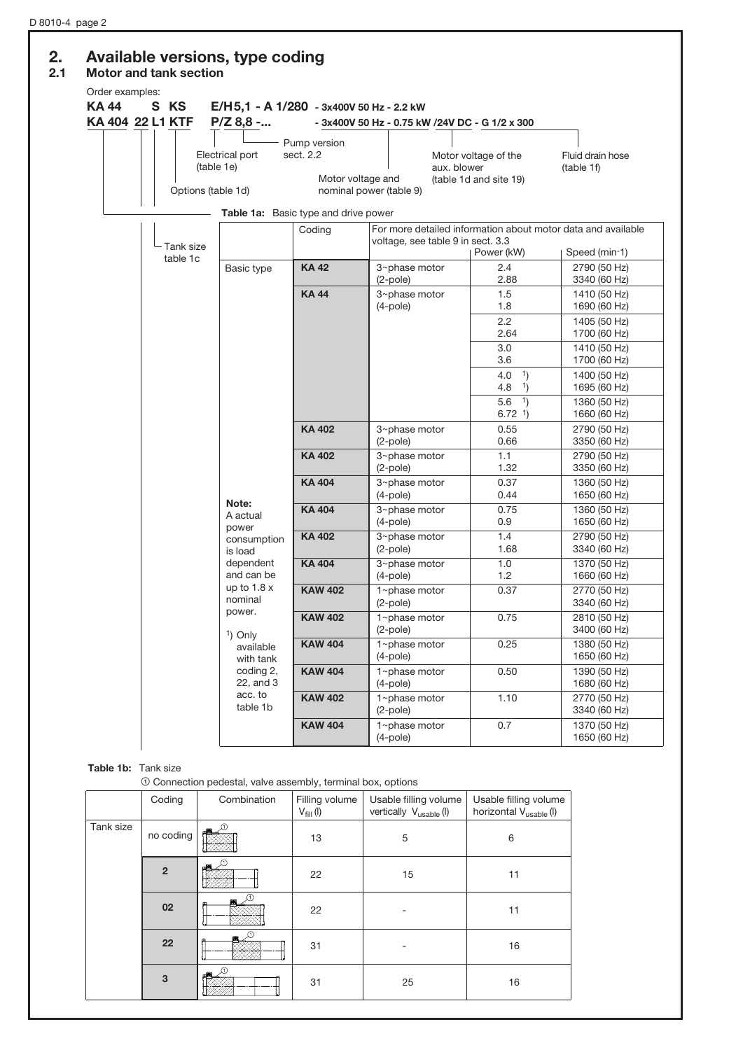## 2. Available versions, type coding

### 2.1 Motor and tank section

Order examples:

**KA 44 S KS E/H 5,1 - A 1/280** - 3x400V 50 Hz - 2.2 kW

**KA 404 22 L1 KTF P/Z 8,8 -...** - 3x400V 50 Hz - 0.75 kW /24V DC - G 1/2 x 300

- Pump version sect. 2.2
- Electrical port (table 1e)
- Options (table 1d)
- Motor voltage and nominal power (table 9)
- Motor voltage of the aux. blower (table 1d and site 19)
- Fluid drain hose (table 1f)
- Tank size table 1c

**Table 1a:** Basic type and drive power

| | Coding | For more detailed information about motor data and available voltage, see table 9 in sect. 3.3 | Power (kW) | Speed (min-1) |
|---|---|---|---|---|
| Basic type | **KA 42** | 3~phase motor (2-pole) | 2.4<br>2.88 | 2790 (50 Hz)<br>3340 (60 Hz) |
| | **KA 44** | 3~phase motor (4-pole) | 1.5<br>1.8 | 1410 (50 Hz)<br>1690 (60 Hz) |
| | | | 2.2<br>2.64 | 1405 (50 Hz)<br>1700 (60 Hz) |
| | | | 3.0<br>3.6 | 1410 (50 Hz)<br>1700 (60 Hz) |
| | | | 4.0 [1]<br>4.8 [1] | 1400 (50 Hz)<br>1695 (60 Hz) |
| | | | 5.6 [1]<br>6.72 [1] | 1360 (50 Hz)<br>1660 (60 Hz) |
| | **KA 402** | 3~phase motor (2-pole) | 0.55<br>0.66 | 2790 (50 Hz)<br>3350 (60 Hz) |
| | **KA 402** | 3~phase motor (2-pole) | 1.1<br>1.32 | 2790 (50 Hz)<br>3350 (60 Hz) |
| | **KA 404** | 3~phase motor (4-pole) | 0.37<br>0.44 | 1360 (50 Hz)<br>1650 (60 Hz) |
| **Note:**<br>A actual power consumption is load dependent and can be up to 1.8 x nominal power.<br><br>[1]) Only available with tank coding 2, 22, and 3 acc. to table 1b | **KA 404** | 3~phase motor (4-pole) | 0.75<br>0.9 | 1360 (50 Hz)<br>1650 (60 Hz) |
| | **KA 402** | 3~phase motor (2-pole) | 1.4<br>1.68 | 2790 (50 Hz)<br>3340 (60 Hz) |
| | **KA 404** | 3~phase motor (4-pole) | 1.0<br>1.2 | 1370 (50 Hz)<br>1660 (60 Hz) |
| | **KAW 402** | 1~phase motor (2-pole) | 0.37 | 2770 (50 Hz)<br>3340 (60 Hz) |
| | **KAW 402** | 1~phase motor (2-pole) | 0.75 | 2810 (50 Hz)<br>3400 (60 Hz) |
| | **KAW 404** | 1~phase motor (4-pole) | 0.25 | 1380 (50 Hz)<br>1650 (60 Hz) |
| | **KAW 404** | 1~phase motor (4-pole) | 0.50 | 1390 (50 Hz)<br>1680 (60 Hz) |
| | **KAW 402** | 1~phase motor (2-pole) | 1.10 | 2770 (50 Hz)<br>3340 (60 Hz) |
| | **KAW 404** | 1~phase motor (4-pole) | 0.7 | 1370 (50 Hz)<br>1650 (60 Hz) |

**Table 1b:** Tank size

① Connection pedestal, valve assembly, terminal box, options

| | Coding | Combination | Filling volume $V_{fill}$ (l) | Usable filling volume vertically $V_{usable}$ (l) | Usable filling volume horizontal $V_{usable}$ (l) |
|---|---|---|---|---|---|
| Tank size | no coding | | 13 | 5 | 6 |
| | **2** | | 22 | 15 | 11 |
| | **02** | | 22 | - | 11 |
| | **22** | | 31 | - | 16 |
| | **3** | | 31 | 25 | 16 |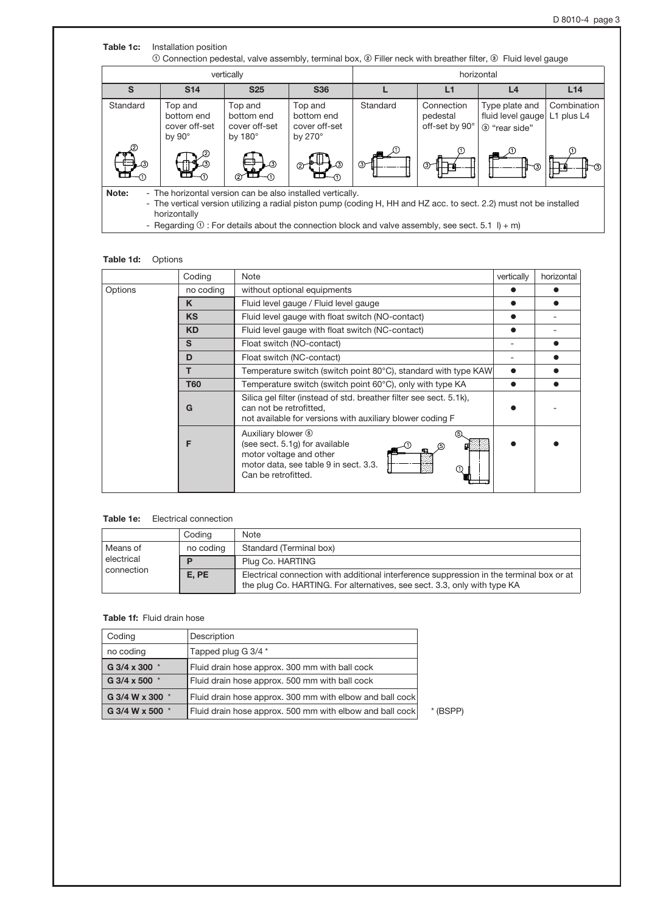**Table 1c:** Installation position

① Connection pedestal, valve assembly, terminal box, ② Filler neck with breather filter, ③ Fluid level gauge

| vertically | | | | horizontal | | | |
|---|---|---|---|---|---|---|---|
| **S** | **S14** | **S25** | **S36** | **L** | **L1** | **L4** | **L14** |
| Standard | Top and bottom end cover off-set by 90° | Top and bottom end cover off-set by 180° | Top and bottom end cover off-set by 270° | Standard | Connection pedestal off-set by 90° | Type plate and fluid level gauge ③ "rear side" | Combination L1 plus L4 |

**Note:**
- The horizontal version can be also installed vertically.
- The vertical version utilizing a radial piston pump (coding H, HH and HZ acc. to sect. 2.2) must not be installed horizontally
- Regarding ① : For details about the connection block and valve assembly, see sect. 5.1 l) + m)

**Table 1d:** Options

| | Coding | Note | vertically | horizontal |
|---|---|---|---|---|
| Options | no coding | without optional equipments | ● | ● |
| | **K** | Fluid level gauge / Fluid level gauge | ● | ● |
| | **KS** | Fluid level gauge with float switch (NO-contact) | ● | - |
| | **KD** | Fluid level gauge with float switch (NC-contact) | ● | - |
| | **S** | Float switch (NO-contact) | - | ● |
| | **D** | Float switch (NC-contact) | - | ● |
| | **T** | Temperature switch (switch point 80°C), standard with type KAW | ● | ● |
| | **T60** | Temperature switch (switch point 60°C), only with type KA | ● | ● |
| | **G** | Silica gel filter (instead of std. breather filter see sect. 5.1k), can not be retrofitted, not available for versions with auxiliary blower coding F | ● | - |
| | **F** | Auxiliary blower ⑤ (see sect. 5.1g) for available motor voltage and other motor data, see table 9 in sect. 3.3. Can be retrofitted. | ● | ● |

**Table 1e:** Electrical connection

| | Coding | Note |
|---|---|---|
| Means of electrical connection | no coding | Standard (Terminal box) |
| | **P** | Plug Co. HARTING |
| | **E, PE** | Electrical connection with additional interference suppression in the terminal box or at the plug Co. HARTING. For alternatives, see sect. 3.3, only with type KA |

**Table 1f:** Fluid drain hose

| Coding | Description |
|---|---|
| no coding | Tapped plug G 3/4 * |
| **G 3/4 x 300** * | Fluid drain hose approx. 300 mm with ball cock |
| **G 3/4 x 500** * | Fluid drain hose approx. 500 mm with ball cock |
| **G 3/4 W x 300** * | Fluid drain hose approx. 300 mm with elbow and ball cock |
| **G 3/4 W x 500** * | Fluid drain hose approx. 500 mm with elbow and ball cock |

\* (BSPP)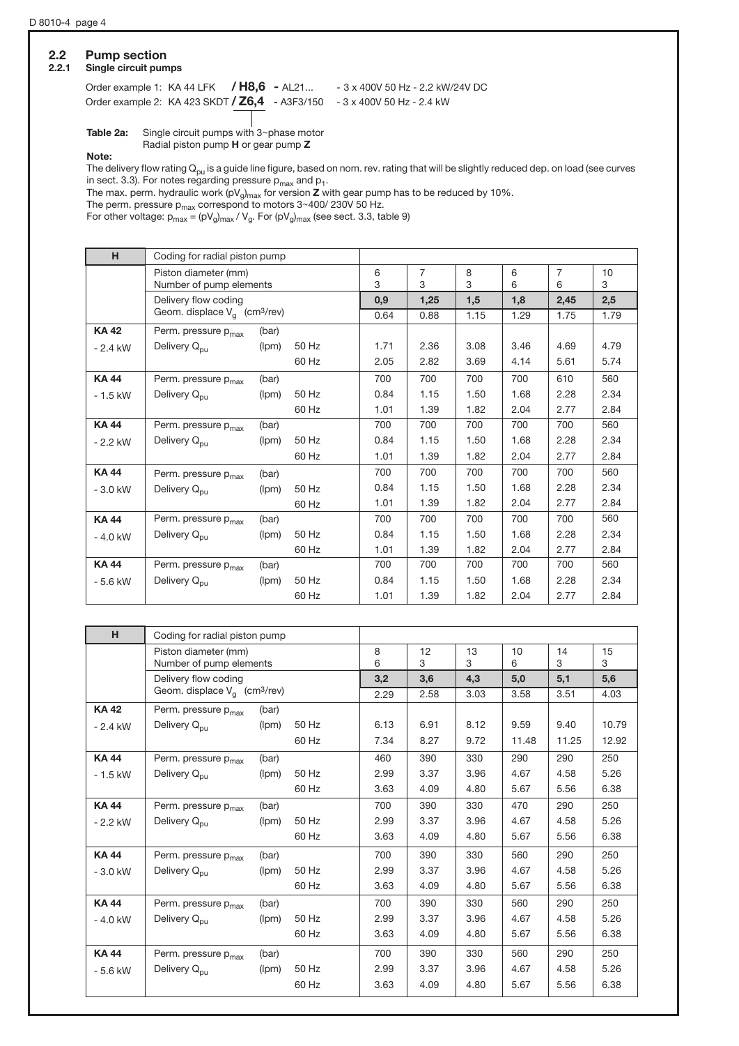## 2.2 Pump section

### 2.2.1 Single circuit pumps

Order example 1: KA 44 LFK **/ H8,6** - AL21... - 3 x 400V 50 Hz - 2.2 kW/24V DC

Order example 2: KA 423 SKDT **/ Z6,4** - A3F3/150 - 3 x 400V 50 Hz - 2.4 kW

**Table 2a:** Single circuit pumps with 3~phase motor
Radial piston pump **H** or gear pump **Z**

**Note:**

The delivery flow rating $Q_{pu}$ is a guide line figure, based on nom. rev. rating that will be slightly reduced dep. on load (see curves in sect. 3.3). For notes regarding pressure $p_{max}$ and $p_1$.

The max. perm. hydraulic work $(pV_g)_{max}$ for version **Z** with gear pump has to be reduced by 10%.

The perm. pressure $p_{max}$ correspond to motors 3~400/ 230V 50 Hz.

For other voltage: $p_{max} = (pV_g)_{max} / V_g$. For $(pV_g)_{max}$ (see sect. 3.3, table 9)

| H | Coding for radial piston pump | | | | | | | | |
|---|---|---|---|---|---|---|---|---|---|
| | Piston diameter (mm)<br>Number of pump elements | | | 6<br>3 | 7<br>3 | 8<br>3 | 6<br>6 | 7<br>6 | 10<br>3 |
| | Delivery flow coding | | | **0,9** | **1,25** | **1,5** | **1,8** | **2,45** | **2,5** |
| | Geom. displace $V_g$ (cm³/rev) | | | 0.64 | 0.88 | 1.15 | 1.29 | 1.75 | 1.79 |
| **KA 42** | Perm. pressure $p_{max}$ | (bar) | | | | | | | |
| - 2.4 kW | Delivery $Q_{pu}$ | (lpm) | 50 Hz | 1.71 | 2.36 | 3.08 | 3.46 | 4.69 | 4.79 |
| | | | 60 Hz | 2.05 | 2.82 | 3.69 | 4.14 | 5.61 | 5.74 |
| **KA 44** | Perm. pressure $p_{max}$ | (bar) | | 700 | 700 | 700 | 700 | 610 | 560 |
| - 1.5 kW | Delivery $Q_{pu}$ | (lpm) | 50 Hz | 0.84 | 1.15 | 1.50 | 1.68 | 2.28 | 2.34 |
| | | | 60 Hz | 1.01 | 1.39 | 1.82 | 2.04 | 2.77 | 2.84 |
| **KA 44** | Perm. pressure $p_{max}$ | (bar) | | 700 | 700 | 700 | 700 | 700 | 560 |
| - 2.2 kW | Delivery $Q_{pu}$ | (lpm) | 50 Hz | 0.84 | 1.15 | 1.50 | 1.68 | 2.28 | 2.34 |
| | | | 60 Hz | 1.01 | 1.39 | 1.82 | 2.04 | 2.77 | 2.84 |
| **KA 44** | Perm. pressure $p_{max}$ | (bar) | | 700 | 700 | 700 | 700 | 700 | 560 |
| - 3.0 kW | Delivery $Q_{pu}$ | (lpm) | 50 Hz | 0.84 | 1.15 | 1.50 | 1.68 | 2.28 | 2.34 |
| | | | 60 Hz | 1.01 | 1.39 | 1.82 | 2.04 | 2.77 | 2.84 |
| **KA 44** | Perm. pressure $p_{max}$ | (bar) | | 700 | 700 | 700 | 700 | 700 | 560 |
| - 4.0 kW | Delivery $Q_{pu}$ | (lpm) | 50 Hz | 0.84 | 1.15 | 1.50 | 1.68 | 2.28 | 2.34 |
| | | | 60 Hz | 1.01 | 1.39 | 1.82 | 2.04 | 2.77 | 2.84 |
| **KA 44** | Perm. pressure $p_{max}$ | (bar) | | 700 | 700 | 700 | 700 | 700 | 560 |
| - 5.6 kW | Delivery $Q_{pu}$ | (lpm) | 50 Hz | 0.84 | 1.15 | 1.50 | 1.68 | 2.28 | 2.34 |
| | | | 60 Hz | 1.01 | 1.39 | 1.82 | 2.04 | 2.77 | 2.84 |

| H | Coding for radial piston pump | | | | | | | | |
|---|---|---|---|---|---|---|---|---|---|
| | Piston diameter (mm)<br>Number of pump elements | | | 8<br>6 | 12<br>3 | 13<br>3 | 10<br>6 | 14<br>3 | 15<br>3 |
| | Delivery flow coding | | | **3,2** | **3,6** | **4,3** | **5,0** | **5,1** | **5,6** |
| | Geom. displace $V_g$ (cm³/rev) | | | 2.29 | 2.58 | 3.03 | 3.58 | 3.51 | 4.03 |
| **KA 42** | Perm. pressure $p_{max}$ | (bar) | | | | | | | |
| - 2.4 kW | Delivery $Q_{pu}$ | (lpm) | 50 Hz | 6.13 | 6.91 | 8.12 | 9.59 | 9.40 | 10.79 |
| | | | 60 Hz | 7.34 | 8.27 | 9.72 | 11.48 | 11.25 | 12.92 |
| **KA 44** | Perm. pressure $p_{max}$ | (bar) | | 460 | 390 | 330 | 290 | 290 | 250 |
| - 1.5 kW | Delivery $Q_{pu}$ | (lpm) | 50 Hz | 2.99 | 3.37 | 3.96 | 4.67 | 4.58 | 5.26 |
| | | | 60 Hz | 3.63 | 4.09 | 4.80 | 5.67 | 5.56 | 6.38 |
| **KA 44** | Perm. pressure $p_{max}$ | (bar) | | 700 | 390 | 330 | 470 | 290 | 250 |
| - 2.2 kW | Delivery $Q_{pu}$ | (lpm) | 50 Hz | 2.99 | 3.37 | 3.96 | 4.67 | 4.58 | 5.26 |
| | | | 60 Hz | 3.63 | 4.09 | 4.80 | 5.67 | 5.56 | 6.38 |
| **KA 44** | Perm. pressure $p_{max}$ | (bar) | | 700 | 390 | 330 | 560 | 290 | 250 |
| - 3.0 kW | Delivery $Q_{pu}$ | (lpm) | 50 Hz | 2.99 | 3.37 | 3.96 | 4.67 | 4.58 | 5.26 |
| | | | 60 Hz | 3.63 | 4.09 | 4.80 | 5.67 | 5.56 | 6.38 |
| **KA 44** | Perm. pressure $p_{max}$ | (bar) | | 700 | 390 | 330 | 560 | 290 | 250 |
| - 4.0 kW | Delivery $Q_{pu}$ | (lpm) | 50 Hz | 2.99 | 3.37 | 3.96 | 4.67 | 4.58 | 5.26 |
| | | | 60 Hz | 3.63 | 4.09 | 4.80 | 5.67 | 5.56 | 6.38 |
| **KA 44** | Perm. pressure $p_{max}$ | (bar) | | 700 | 390 | 330 | 560 | 290 | 250 |
| - 5.6 kW | Delivery $Q_{pu}$ | (lpm) | 50 Hz | 2.99 | 3.37 | 3.96 | 4.67 | 4.58 | 5.26 |
| | | | 60 Hz | 3.63 | 4.09 | 4.80 | 5.67 | 5.56 | 6.38 |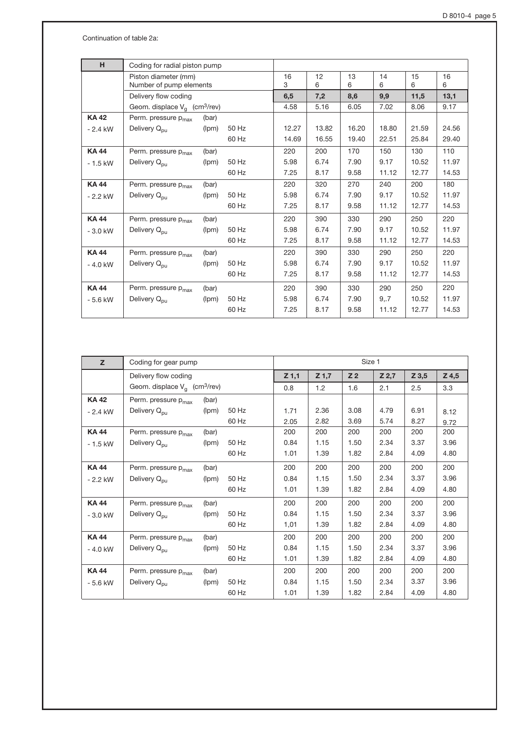Continuation of table 2a:

| H | Coding for radial piston pump | | | | | | | | |
|---|---|---|---|---|---|---|---|---|---|
| | Piston diameter (mm)<br>Number of pump elements | | | 16<br>3 | 12<br>6 | 13<br>6 | 14<br>6 | 15<br>6 | 16<br>6 |
| | Delivery flow coding | | | **6,5** | **7,2** | **8,6** | **9,9** | **11,5** | **13,1** |
| | Geom. displace $V_g$ ($cm^3/rev$) | | | 4.58 | 5.16 | 6.05 | 7.02 | 8.06 | 9.17 |
| **KA 42** | Perm. pressure $p_{max}$ | (bar) | | | | | | | |
| - 2.4 kW | Delivery $Q_{pu}$ | (lpm) | 50 Hz | 12.27 | 13.82 | 16.20 | 18.80 | 21.59 | 24.56 |
| | | | 60 Hz | 14.69 | 16.55 | 19.40 | 22.51 | 25.84 | 29.40 |
| **KA 44** | Perm. pressure $p_{max}$ | (bar) | | 220 | 200 | 170 | 150 | 130 | 110 |
| - 1.5 kW | Delivery $Q_{pu}$ | (lpm) | 50 Hz | 5.98 | 6.74 | 7.90 | 9.17 | 10.52 | 11.97 |
| | | | 60 Hz | 7.25 | 8.17 | 9.58 | 11.12 | 12.77 | 14.53 |
| **KA 44** | Perm. pressure $p_{max}$ | (bar) | | 220 | 320 | 270 | 240 | 200 | 180 |
| - 2.2 kW | Delivery $Q_{pu}$ | (lpm) | 50 Hz | 5.98 | 6.74 | 7.90 | 9.17 | 10.52 | 11.97 |
| | | | 60 Hz | 7.25 | 8.17 | 9.58 | 11.12 | 12.77 | 14.53 |
| **KA 44** | Perm. pressure $p_{max}$ | (bar) | | 220 | 390 | 330 | 290 | 250 | 220 |
| - 3.0 kW | Delivery $Q_{pu}$ | (lpm) | 50 Hz | 5.98 | 6.74 | 7.90 | 9.17 | 10.52 | 11.97 |
| | | | 60 Hz | 7.25 | 8.17 | 9.58 | 11.12 | 12.77 | 14.53 |
| **KA 44** | Perm. pressure $p_{max}$ | (bar) | | 220 | 390 | 330 | 290 | 250 | 220 |
| - 4.0 kW | Delivery $Q_{pu}$ | (lpm) | 50 Hz | 5.98 | 6.74 | 7.90 | 9.17 | 10.52 | 11.97 |
| | | | 60 Hz | 7.25 | 8.17 | 9.58 | 11.12 | 12.77 | 14.53 |
| **KA 44** | Perm. pressure $p_{max}$ | (bar) | | 220 | 390 | 330 | 290 | 250 | 220 |
| - 5.6 kW | Delivery $Q_{pu}$ | (lpm) | 50 Hz | 5.98 | 6.74 | 7.90 | 9,.7 | 10.52 | 11.97 |
| | | | 60 Hz | 7.25 | 8.17 | 9.58 | 11.12 | 12.77 | 14.53 |

| Z | Coding for gear pump | | | Size 1 | | | | | |
|---|---|---|---|---|---|---|---|---|---|
| | Delivery flow coding | | | **Z 1,1** | **Z 1,7** | **Z 2** | **Z 2,7** | **Z 3,5** | **Z 4,5** |
| | Geom. displace $V_g$ ($cm^3/rev$) | | | 0.8 | 1.2 | 1.6 | 2.1 | 2.5 | 3.3 |
| **KA 42** | Perm. pressure $p_{max}$ | (bar) | | | | | | | |
| - 2.4 kW | Delivery $Q_{pu}$ | (lpm) | 50 Hz | 1.71 | 2.36 | 3.08 | 4.79 | 6.91 | 8.12 |
| | | | 60 Hz | 2.05 | 2.82 | 3.69 | 5.74 | 8.27 | 9.72 |
| **KA 44** | Perm. pressure $p_{max}$ | (bar) | | 200 | 200 | 200 | 200 | 200 | 200 |
| - 1.5 kW | Delivery $Q_{pu}$ | (lpm) | 50 Hz | 0.84 | 1.15 | 1.50 | 2.34 | 3.37 | 3.96 |
| | | | 60 Hz | 1.01 | 1.39 | 1.82 | 2.84 | 4.09 | 4.80 |
| **KA 44** | Perm. pressure $p_{max}$ | (bar) | | 200 | 200 | 200 | 200 | 200 | 200 |
| - 2.2 kW | Delivery $Q_{pu}$ | (lpm) | 50 Hz | 0.84 | 1.15 | 1.50 | 2.34 | 3.37 | 3.96 |
| | | | 60 Hz | 1.01 | 1.39 | 1.82 | 2.84 | 4.09 | 4.80 |
| **KA 44** | Perm. pressure $p_{max}$ | (bar) | | 200 | 200 | 200 | 200 | 200 | 200 |
| - 3.0 kW | Delivery $Q_{pu}$ | (lpm) | 50 Hz | 0.84 | 1.15 | 1.50 | 2.34 | 3.37 | 3.96 |
| | | | 60 Hz | 1,01 | 1.39 | 1.82 | 2.84 | 4.09 | 4.80 |
| **KA 44** | Perm. pressure $p_{max}$ | (bar) | | 200 | 200 | 200 | 200 | 200 | 200 |
| - 4.0 kW | Delivery $Q_{pu}$ | (lpm) | 50 Hz | 0.84 | 1.15 | 1.50 | 2.34 | 3.37 | 3.96 |
| | | | 60 Hz | 1.01 | 1.39 | 1.82 | 2.84 | 4.09 | 4.80 |
| **KA 44** | Perm. pressure $p_{max}$ | (bar) | | 200 | 200 | 200 | 200 | 200 | 200 |
| - 5.6 kW | Delivery $Q_{pu}$ | (lpm) | 50 Hz | 0.84 | 1.15 | 1.50 | 2.34 | 3.37 | 3.96 |
| | | | 60 Hz | 1.01 | 1.39 | 1.82 | 2.84 | 4.09 | 4.80 |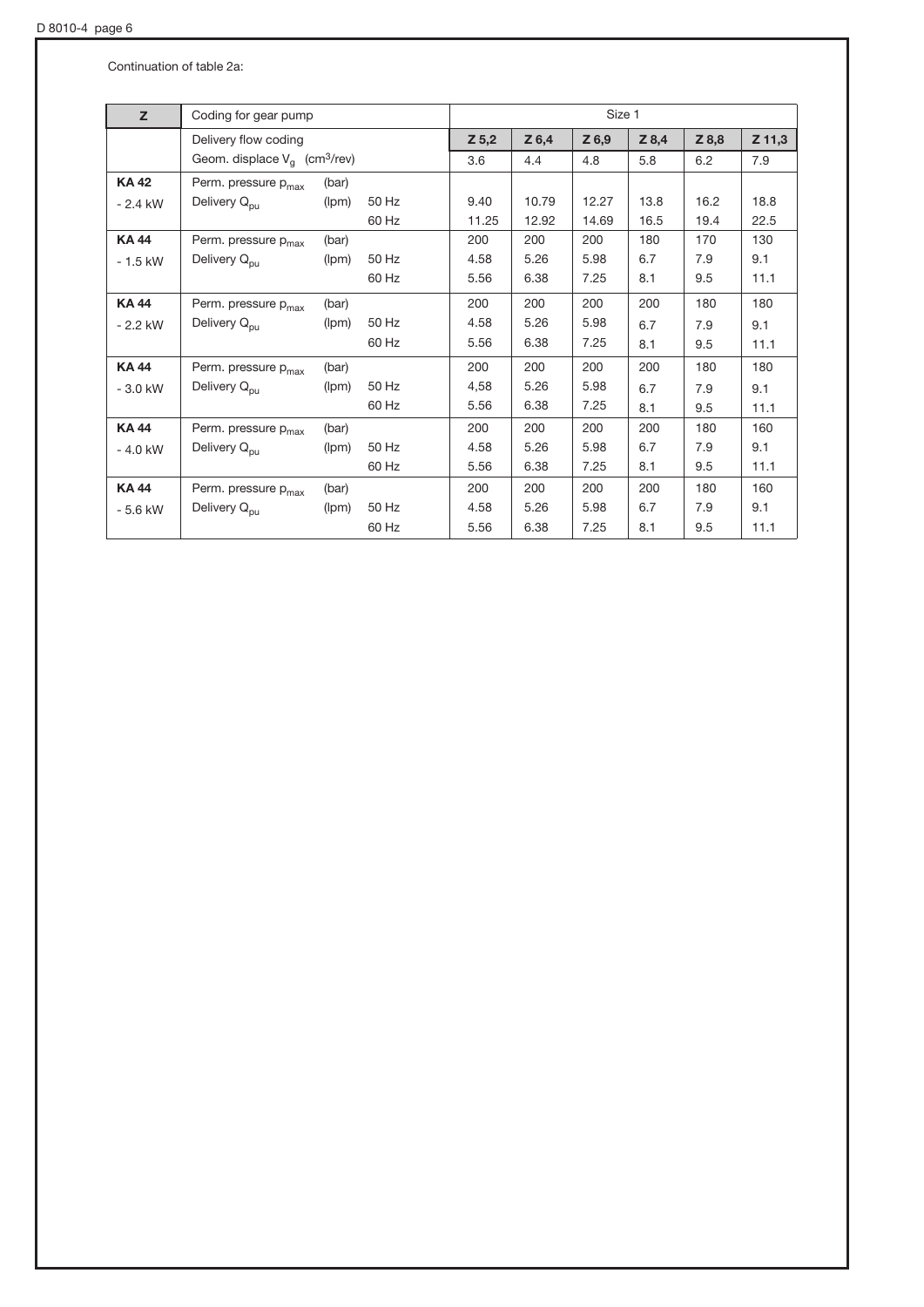Continuation of table 2a:

| Z | Coding for gear pump | | | Size 1 | | | | | |
|---|---|---|---|---|---|---|---|---|---|
| | Delivery flow coding | | | **Z 5,2** | **Z 6,4** | **Z 6,9** | **Z 8,4** | **Z 8,8** | **Z 11,3** |
| | Geom. displace $V_g$ ($cm^3$/rev) | | | 3.6 | 4.4 | 4.8 | 5.8 | 6.2 | 7.9 |
| **KA 42** | Perm. pressure $p_{max}$ | (bar) | | | | | | | |
| - 2.4 kW | Delivery $Q_{pu}$ | (lpm) | 50 Hz | 9.40 | 10.79 | 12.27 | 13.8 | 16.2 | 18.8 |
| | | | 60 Hz | 11.25 | 12.92 | 14.69 | 16.5 | 19.4 | 22.5 |
| **KA 44** | Perm. pressure $p_{max}$ | (bar) | | 200 | 200 | 200 | 180 | 170 | 130 |
| - 1.5 kW | Delivery $Q_{pu}$ | (lpm) | 50 Hz | 4.58 | 5.26 | 5.98 | 6.7 | 7.9 | 9.1 |
| | | | 60 Hz | 5.56 | 6.38 | 7.25 | 8.1 | 9.5 | 11.1 |
| **KA 44** | Perm. pressure $p_{max}$ | (bar) | | 200 | 200 | 200 | 200 | 180 | 180 |
| - 2.2 kW | Delivery $Q_{pu}$ | (lpm) | 50 Hz | 4.58 | 5.26 | 5.98 | 6.7 | 7.9 | 9.1 |
| | | | 60 Hz | 5.56 | 6.38 | 7.25 | 8.1 | 9.5 | 11.1 |
| **KA 44** | Perm. pressure $p_{max}$ | (bar) | | 200 | 200 | 200 | 200 | 180 | 180 |
| - 3.0 kW | Delivery $Q_{pu}$ | (lpm) | 50 Hz | 4,58 | 5.26 | 5.98 | 6.7 | 7.9 | 9.1 |
| | | | 60 Hz | 5.56 | 6.38 | 7.25 | 8.1 | 9.5 | 11.1 |
| **KA 44** | Perm. pressure $p_{max}$ | (bar) | | 200 | 200 | 200 | 200 | 180 | 160 |
| - 4.0 kW | Delivery $Q_{pu}$ | (lpm) | 50 Hz | 4.58 | 5.26 | 5.98 | 6.7 | 7.9 | 9.1 |
| | | | 60 Hz | 5.56 | 6.38 | 7.25 | 8.1 | 9.5 | 11.1 |
| **KA 44** | Perm. pressure $p_{max}$ | (bar) | | 200 | 200 | 200 | 200 | 180 | 160 |
| - 5.6 kW | Delivery $Q_{pu}$ | (lpm) | 50 Hz | 4.58 | 5.26 | 5.98 | 6.7 | 7.9 | 9.1 |
| | | | 60 Hz | 5.56 | 6.38 | 7.25 | 8.1 | 9.5 | 11.1 |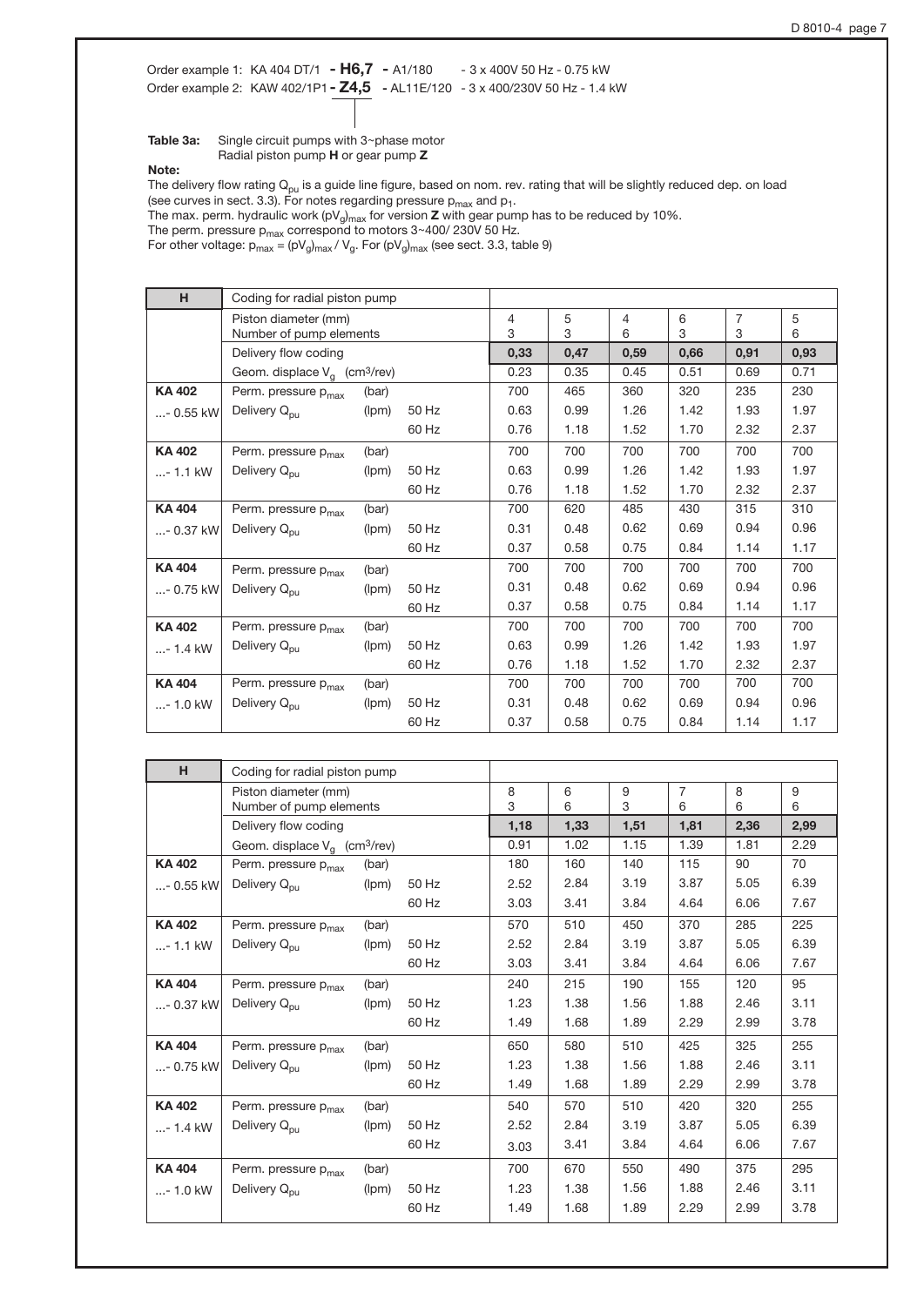Order example 1: KA 404 DT/1 **- H6,7 -** A1/180 - 3 x 400V 50 Hz - 0.75 kW
Order example 2: KAW 402/1P1 **- Z4,5 -** AL11E/120 - 3 x 400/230V 50 Hz - 1.4 kW

**Table 3a:** Single circuit pumps with 3~phase motor
Radial piston pump **H** or gear pump **Z**

**Note:**
The delivery flow rating $Q_{pu}$ is a guide line figure, based on nom. rev. rating that will be slightly reduced dep. on load (see curves in sect. 3.3). For notes regarding pressure $p_{max}$ and $p_1$.
The max. perm. hydraulic work $(pV_g)_{max}$ for version **Z** with gear pump has to be reduced by 10%.
The perm. pressure $p_{max}$ correspond to motors 3~400/ 230V 50 Hz.
For other voltage: $p_{max} = (pV_g)_{max} / V_g$. For $(pV_g)_{max}$ (see sect. 3.3, table 9)

| H | Coding for radial piston pump | | | | | | | | |
|---|---|---|---|---|---|---|---|---|---|
| | Piston diameter (mm)<br>Number of pump elements | | | 4<br>3 | 5<br>3 | 4<br>6 | 6<br>3 | 7<br>3 | 5<br>6 |
| | Delivery flow coding | | | **0,33** | **0,47** | **0,59** | **0,66** | **0,91** | **0,93** |
| | Geom. displace $V_g$ (cm³/rev) | | | 0.23 | 0.35 | 0.45 | 0.51 | 0.69 | 0.71 |
| **KA 402** | Perm. pressure $p_{max}$ | (bar) | | 700 | 465 | 360 | 320 | 235 | 230 |
| ...- 0.55 kW | Delivery $Q_{pu}$ | (lpm) | 50 Hz | 0.63 | 0.99 | 1.26 | 1.42 | 1.93 | 1.97 |
| | | | 60 Hz | 0.76 | 1.18 | 1.52 | 1.70 | 2.32 | 2.37 |
| **KA 402** | Perm. pressure $p_{max}$ | (bar) | | 700 | 700 | 700 | 700 | 700 | 700 |
| ...- 1.1 kW | Delivery $Q_{pu}$ | (lpm) | 50 Hz | 0.63 | 0.99 | 1.26 | 1.42 | 1.93 | 1.97 |
| | | | 60 Hz | 0.76 | 1.18 | 1.52 | 1.70 | 2.32 | 2.37 |
| **KA 404** | Perm. pressure $p_{max}$ | (bar) | | 700 | 620 | 485 | 430 | 315 | 310 |
| ...- 0.37 kW | Delivery $Q_{pu}$ | (lpm) | 50 Hz | 0.31 | 0.48 | 0.62 | 0.69 | 0.94 | 0.96 |
| | | | 60 Hz | 0.37 | 0.58 | 0.75 | 0.84 | 1.14 | 1.17 |
| **KA 404** | Perm. pressure $p_{max}$ | (bar) | | 700 | 700 | 700 | 700 | 700 | 700 |
| ...- 0.75 kW | Delivery $Q_{pu}$ | (lpm) | 50 Hz | 0.31 | 0.48 | 0.62 | 0.69 | 0.94 | 0.96 |
| | | | 60 Hz | 0.37 | 0.58 | 0.75 | 0.84 | 1.14 | 1.17 |
| **KA 402** | Perm. pressure $p_{max}$ | (bar) | | 700 | 700 | 700 | 700 | 700 | 700 |
| ...- 1.4 kW | Delivery $Q_{pu}$ | (lpm) | 50 Hz | 0.63 | 0.99 | 1.26 | 1.42 | 1.93 | 1.97 |
| | | | 60 Hz | 0.76 | 1.18 | 1.52 | 1.70 | 2.32 | 2.37 |
| **KA 404** | Perm. pressure $p_{max}$ | (bar) | | 700 | 700 | 700 | 700 | 700 | 700 |
| ...- 1.0 kW | Delivery $Q_{pu}$ | (lpm) | 50 Hz | 0.31 | 0.48 | 0.62 | 0.69 | 0.94 | 0.96 |
| | | | 60 Hz | 0.37 | 0.58 | 0.75 | 0.84 | 1.14 | 1.17 |

| H | Coding for radial piston pump | | | | | | | | |
|---|---|---|---|---|---|---|---|---|---|
| | Piston diameter (mm)<br>Number of pump elements | | | 8<br>3 | 6<br>6 | 9<br>3 | 7<br>6 | 8<br>6 | 9<br>6 |
| | Delivery flow coding | | | **1,18** | **1,33** | **1,51** | **1,81** | **2,36** | **2,99** |
| | Geom. displace $V_g$ (cm³/rev) | | | 0.91 | 1.02 | 1.15 | 1.39 | 1.81 | 2.29 |
| **KA 402** | Perm. pressure $p_{max}$ | (bar) | | 180 | 160 | 140 | 115 | 90 | 70 |
| ...- 0.55 kW | Delivery $Q_{pu}$ | (lpm) | 50 Hz | 2.52 | 2.84 | 3.19 | 3.87 | 5.05 | 6.39 |
| | | | 60 Hz | 3.03 | 3.41 | 3.84 | 4.64 | 6.06 | 7.67 |
| **KA 402** | Perm. pressure $p_{max}$ | (bar) | | 570 | 510 | 450 | 370 | 285 | 225 |
| ...- 1.1 kW | Delivery $Q_{pu}$ | (lpm) | 50 Hz | 2.52 | 2.84 | 3.19 | 3.87 | 5.05 | 6.39 |
| | | | 60 Hz | 3.03 | 3.41 | 3.84 | 4.64 | 6.06 | 7.67 |
| **KA 404** | Perm. pressure $p_{max}$ | (bar) | | 240 | 215 | 190 | 155 | 120 | 95 |
| ...- 0.37 kW | Delivery $Q_{pu}$ | (lpm) | 50 Hz | 1.23 | 1.38 | 1.56 | 1.88 | 2.46 | 3.11 |
| | | | 60 Hz | 1.49 | 1.68 | 1.89 | 2.29 | 2.99 | 3.78 |
| **KA 404** | Perm. pressure $p_{max}$ | (bar) | | 650 | 580 | 510 | 425 | 325 | 255 |
| ...- 0.75 kW | Delivery $Q_{pu}$ | (lpm) | 50 Hz | 1.23 | 1.38 | 1.56 | 1.88 | 2.46 | 3.11 |
| | | | 60 Hz | 1.49 | 1.68 | 1.89 | 2.29 | 2.99 | 3.78 |
| **KA 402** | Perm. pressure $p_{max}$ | (bar) | | 540 | 570 | 510 | 420 | 320 | 255 |
| ...- 1.4 kW | Delivery $Q_{pu}$ | (lpm) | 50 Hz | 2.52 | 2.84 | 3.19 | 3.87 | 5.05 | 6.39 |
| | | | 60 Hz | 3.03 | 3.41 | 3.84 | 4.64 | 6.06 | 7.67 |
| **KA 404** | Perm. pressure $p_{max}$ | (bar) | | 700 | 670 | 550 | 490 | 375 | 295 |
| ...- 1.0 kW | Delivery $Q_{pu}$ | (lpm) | 50 Hz | 1.23 | 1.38 | 1.56 | 1.88 | 2.46 | 3.11 |
| | | | 60 Hz | 1.49 | 1.68 | 1.89 | 2.29 | 2.99 | 3.78 |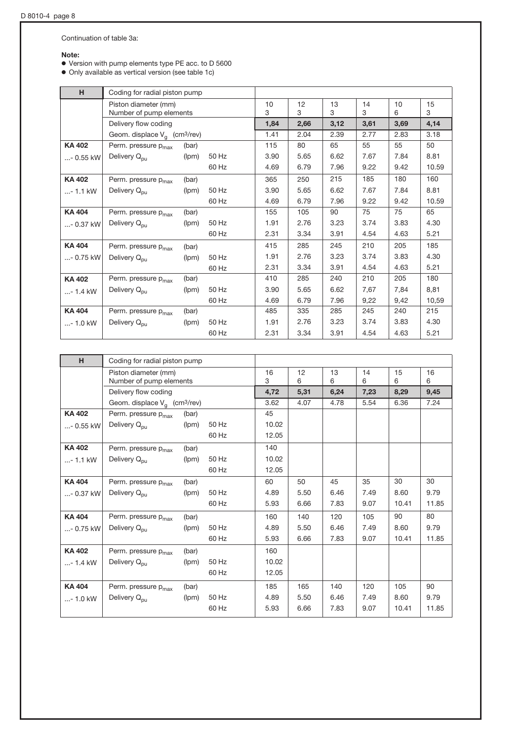Continuation of table 3a:

**Note:**
- Version with pump elements type PE acc. to D 5600
- Only available as vertical version (see table 1c)

| H | Coding for radial piston pump | | | | | | | | |
|---|---|---|---|---|---|---|---|---|---|
| | Piston diameter (mm)<br>Number of pump elements | | | 10<br>3 | 12<br>3 | 13<br>3 | 14<br>3 | 10<br>6 | 15<br>3 |
| | Delivery flow coding | | | **1,84** | **2,66** | **3,12** | **3,61** | **3,69** | **4,14** |
| | Geom. displace $V_g$ (cm³/rev) | | | 1.41 | 2.04 | 2.39 | 2.77 | 2.83 | 3.18 |
| **KA 402** | Perm. pressure $p_{max}$ | (bar) | | 115 | 80 | 65 | 55 | 55 | 50 |
| ...- 0.55 kW | Delivery $Q_{pu}$ | (lpm) | 50 Hz | 3.90 | 5.65 | 6.62 | 7.67 | 7.84 | 8.81 |
| | | | 60 Hz | 4.69 | 6.79 | 7.96 | 9.22 | 9.42 | 10.59 |
| **KA 402** | Perm. pressure $p_{max}$ | (bar) | | 365 | 250 | 215 | 185 | 180 | 160 |
| ...- 1.1 kW | Delivery $Q_{pu}$ | (lpm) | 50 Hz | 3.90 | 5.65 | 6.62 | 7.67 | 7.84 | 8.81 |
| | | | 60 Hz | 4.69 | 6.79 | 7.96 | 9.22 | 9.42 | 10.59 |
| **KA 404** | Perm. pressure $p_{max}$ | (bar) | | 155 | 105 | 90 | 75 | 75 | 65 |
| ...- 0.37 kW | Delivery $Q_{pu}$ | (lpm) | 50 Hz | 1.91 | 2.76 | 3.23 | 3.74 | 3.83 | 4.30 |
| | | | 60 Hz | 2.31 | 3.34 | 3.91 | 4.54 | 4.63 | 5.21 |
| **KA 404** | Perm. pressure $p_{max}$ | (bar) | | 415 | 285 | 245 | 210 | 205 | 185 |
| ...- 0.75 kW | Delivery $Q_{pu}$ | (lpm) | 50 Hz | 1.91 | 2.76 | 3.23 | 3.74 | 3.83 | 4.30 |
| | | | 60 Hz | 2.31 | 3.34 | 3.91 | 4.54 | 4.63 | 5.21 |
| **KA 402** | Perm. pressure $p_{max}$ | (bar) | | 410 | 285 | 240 | 210 | 205 | 180 |
| ...- 1.4 kW | Delivery $Q_{pu}$ | (lpm) | 50 Hz | 3.90 | 5.65 | 6.62 | 7,67 | 7,84 | 8,81 |
| | | | 60 Hz | 4.69 | 6.79 | 7.96 | 9,22 | 9,42 | 10,59 |
| **KA 404** | Perm. pressure $p_{max}$ | (bar) | | 485 | 335 | 285 | 245 | 240 | 215 |
| ...- 1.0 kW | Delivery $Q_{pu}$ | (lpm) | 50 Hz | 1.91 | 2.76 | 3.23 | 3.74 | 3.83 | 4.30 |
| | | | 60 Hz | 2.31 | 3.34 | 3.91 | 4.54 | 4.63 | 5.21 |

| H | Coding for radial piston pump | | | | | | | | |
|---|---|---|---|---|---|---|---|---|---|
| | Piston diameter (mm)<br>Number of pump elements | | | 16<br>3 | 12<br>6 | 13<br>6 | 14<br>6 | 15<br>6 | 16<br>6 |
| | Delivery flow coding | | | **4,72** | **5,31** | **6,24** | **7,23** | **8,29** | **9,45** |
| | Geom. displace $V_g$ (cm³/rev) | | | 3.62 | 4.07 | 4.78 | 5.54 | 6.36 | 7.24 |
| **KA 402** | Perm. pressure $p_{max}$ | (bar) | | 45 | | | | | |
| ...- 0.55 kW | Delivery $Q_{pu}$ | (lpm) | 50 Hz | 10.02 | | | | | |
| | | | 60 Hz | 12.05 | | | | | |
| **KA 402** | Perm. pressure $p_{max}$ | (bar) | | 140 | | | | | |
| ...- 1.1 kW | Delivery $Q_{pu}$ | (lpm) | 50 Hz | 10.02 | | | | | |
| | | | 60 Hz | 12.05 | | | | | |
| **KA 404** | Perm. pressure $p_{max}$ | (bar) | | 60 | 50 | 45 | 35 | 30 | 30 |
| ...- 0.37 kW | Delivery $Q_{pu}$ | (lpm) | 50 Hz | 4.89 | 5.50 | 6.46 | 7.49 | 8.60 | 9.79 |
| | | | 60 Hz | 5.93 | 6.66 | 7.83 | 9.07 | 10.41 | 11.85 |
| **KA 404** | Perm. pressure $p_{max}$ | (bar) | | 160 | 140 | 120 | 105 | 90 | 80 |
| ...- 0.75 kW | Delivery $Q_{pu}$ | (lpm) | 50 Hz | 4.89 | 5.50 | 6.46 | 7.49 | 8.60 | 9.79 |
| | | | 60 Hz | 5.93 | 6.66 | 7.83 | 9.07 | 10.41 | 11.85 |
| **KA 402** | Perm. pressure $p_{max}$ | (bar) | | 160 | | | | | |
| ...- 1.4 kW | Delivery $Q_{pu}$ | (lpm) | 50 Hz | 10.02 | | | | | |
| | | | 60 Hz | 12.05 | | | | | |
| **KA 404** | Perm. pressure $p_{max}$ | (bar) | | 185 | 165 | 140 | 120 | 105 | 90 |
| ...- 1.0 kW | Delivery $Q_{pu}$ | (lpm) | 50 Hz | 4.89 | 5.50 | 6.46 | 7.49 | 8.60 | 9.79 |
| | | | 60 Hz | 5.93 | 6.66 | 7.83 | 9.07 | 10.41 | 11.85 |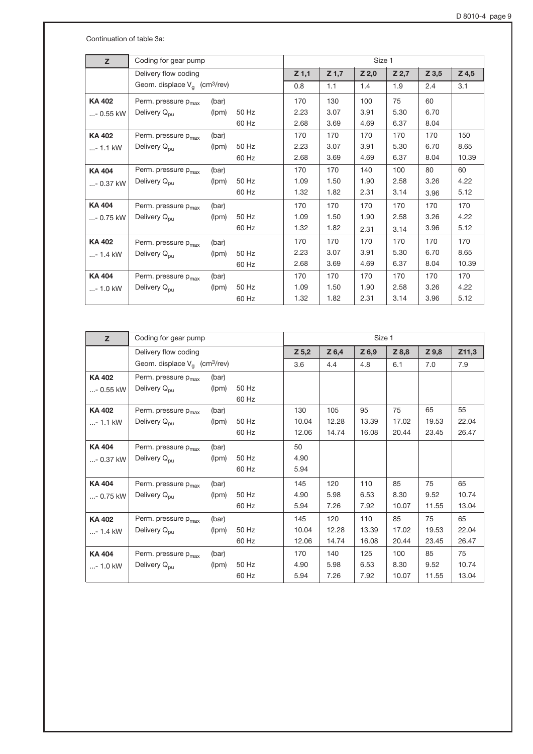Continuation of table 3a:

| Z | Coding for gear pump | | | Size 1 | | | | | |
|---|---|---|---|---|---|---|---|---|---|
| | Delivery flow coding | | | Z 1,1 | Z 1,7 | Z 2,0 | Z 2,7 | Z 3,5 | Z 4,5 |
| | Geom. displace $V_g$ ($cm^3$/rev) | | | 0.8 | 1.1 | 1.4 | 1.9 | 2.4 | 3.1 |
| KA 402 | Perm. pressure $p_{max}$ | (bar) | | 170 | 130 | 100 | 75 | 60 | |
| ...- 0.55 kW | Delivery $Q_{pu}$ | (lpm) | 50 Hz | 2.23 | 3.07 | 3.91 | 5.30 | 6.70 | |
| | | | 60 Hz | 2.68 | 3.69 | 4.69 | 6.37 | 8.04 | |
| KA 402 | Perm. pressure $p_{max}$ | (bar) | | 170 | 170 | 170 | 170 | 170 | 150 |
| ...- 1.1 kW | Delivery $Q_{pu}$ | (lpm) | 50 Hz | 2.23 | 3.07 | 3.91 | 5.30 | 6.70 | 8.65 |
| | | | 60 Hz | 2.68 | 3.69 | 4.69 | 6.37 | 8.04 | 10.39 |
| KA 404 | Perm. pressure $p_{max}$ | (bar) | | 170 | 170 | 140 | 100 | 80 | 60 |
| ...- 0.37 kW | Delivery $Q_{pu}$ | (lpm) | 50 Hz | 1.09 | 1.50 | 1.90 | 2.58 | 3.26 | 4.22 |
| | | | 60 Hz | 1.32 | 1.82 | 2.31 | 3.14 | 3.96 | 5.12 |
| KA 404 | Perm. pressure $p_{max}$ | (bar) | | 170 | 170 | 170 | 170 | 170 | 170 |
| ...- 0.75 kW | Delivery $Q_{pu}$ | (lpm) | 50 Hz | 1.09 | 1.50 | 1.90 | 2.58 | 3.26 | 4.22 |
| | | | 60 Hz | 1.32 | 1.82 | 2.31 | 3.14 | 3.96 | 5.12 |
| KA 402 | Perm. pressure $p_{max}$ | (bar) | | 170 | 170 | 170 | 170 | 170 | 170 |
| ...- 1.4 kW | Delivery $Q_{pu}$ | (lpm) | 50 Hz | 2.23 | 3.07 | 3.91 | 5.30 | 6.70 | 8.65 |
| | | | 60 Hz | 2.68 | 3.69 | 4.69 | 6.37 | 8.04 | 10.39 |
| KA 404 | Perm. pressure $p_{max}$ | (bar) | | 170 | 170 | 170 | 170 | 170 | 170 |
| ...- 1.0 kW | Delivery $Q_{pu}$ | (lpm) | 50 Hz | 1.09 | 1.50 | 1.90 | 2.58 | 3.26 | 4.22 |
| | | | 60 Hz | 1.32 | 1.82 | 2.31 | 3.14 | 3.96 | 5.12 |

| Z | Coding for gear pump | | | Size 1 | | | | | |
|---|---|---|---|---|---|---|---|---|---|
| | Delivery flow coding | | | Z 5,2 | Z 6,4 | Z 6,9 | Z 8,8 | Z 9,8 | Z11,3 |
| | Geom. displace $V_g$ ($cm^3$/rev) | | | 3.6 | 4.4 | 4.8 | 6.1 | 7.0 | 7.9 |
| KA 402 | Perm. pressure $p_{max}$ | (bar) | | | | | | | |
| ...- 0.55 kW | Delivery $Q_{pu}$ | (lpm) | 50 Hz | | | | | | |
| | | | 60 Hz | | | | | | |
| KA 402 | Perm. pressure $p_{max}$ | (bar) | | 130 | 105 | 95 | 75 | 65 | 55 |
| ...- 1.1 kW | Delivery $Q_{pu}$ | (lpm) | 50 Hz | 10.04 | 12.28 | 13.39 | 17.02 | 19.53 | 22.04 |
| | | | 60 Hz | 12.06 | 14.74 | 16.08 | 20.44 | 23.45 | 26.47 |
| KA 404 | Perm. pressure $p_{max}$ | (bar) | | 50 | | | | | |
| ...- 0.37 kW | Delivery $Q_{pu}$ | (lpm) | 50 Hz | 4.90 | | | | | |
| | | | 60 Hz | 5.94 | | | | | |
| KA 404 | Perm. pressure $p_{max}$ | (bar) | | 145 | 120 | 110 | 85 | 75 | 65 |
| ...- 0.75 kW | Delivery $Q_{pu}$ | (lpm) | 50 Hz | 4.90 | 5.98 | 6.53 | 8.30 | 9.52 | 10.74 |
| | | | 60 Hz | 5.94 | 7.26 | 7.92 | 10.07 | 11.55 | 13.04 |
| KA 402 | Perm. pressure $p_{max}$ | (bar) | | 145 | 120 | 110 | 85 | 75 | 65 |
| ...- 1.4 kW | Delivery $Q_{pu}$ | (lpm) | 50 Hz | 10.04 | 12.28 | 13.39 | 17.02 | 19.53 | 22.04 |
| | | | 60 Hz | 12.06 | 14.74 | 16.08 | 20.44 | 23.45 | 26.47 |
| KA 404 | Perm. pressure $p_{max}$ | (bar) | | 170 | 140 | 125 | 100 | 85 | 75 |
| ...- 1.0 kW | Delivery $Q_{pu}$ | (lpm) | 50 Hz | 4.90 | 5.98 | 6.53 | 8.30 | 9.52 | 10.74 |
| | | | 60 Hz | 5.94 | 7.26 | 7.92 | 10.07 | 11.55 | 13.04 |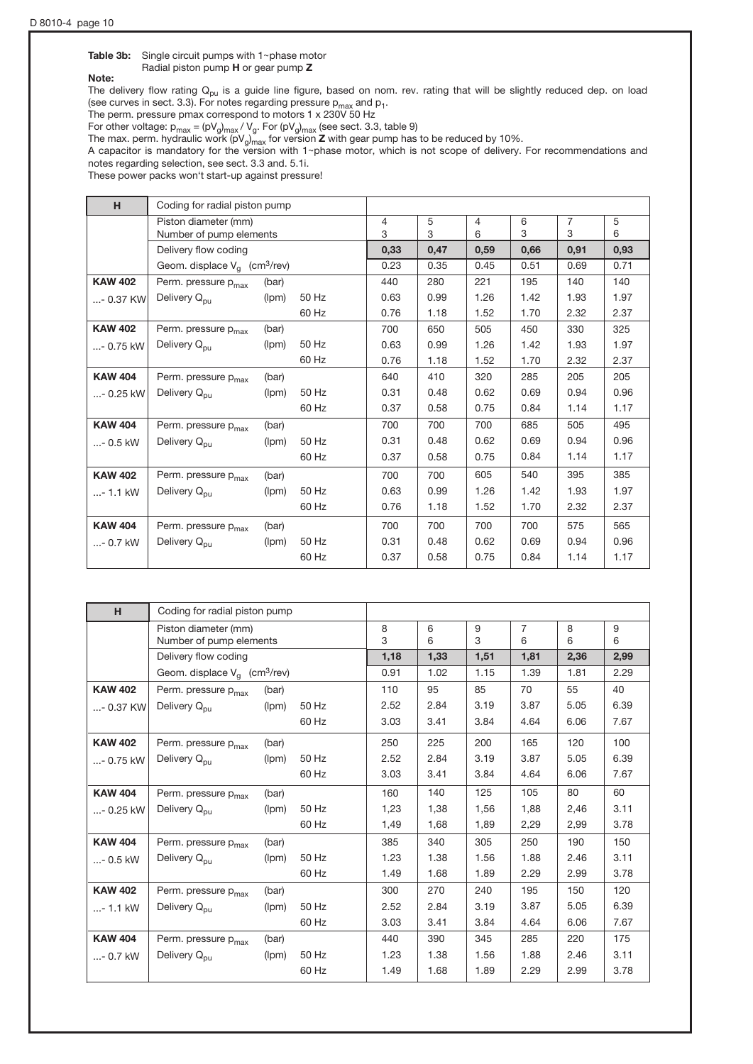**Table 3b:** Single circuit pumps with 1~phase motor
Radial piston pump **H** or gear pump **Z**

**Note:**

The delivery flow rating $Q_{pu}$ is a guide line figure, based on nom. rev. rating that will be slightly reduced dep. on load (see curves in sect. 3.3). For notes regarding pressure $p_{max}$ and $p_1$.

The perm. pressure pmax correspond to motors 1 x 230V 50 Hz

For other voltage: $p_{max} = (pV_g)_{max} / V_g$. For $(pV_g)_{max}$ (see sect. 3.3, table 9)

The max. perm. hydraulic work $(pV_g)_{max}$ for version **Z** with gear pump has to be reduced by 10%.

A capacitor is mandatory for the version with 1~phase motor, which is not scope of delivery. For recommendations and notes regarding selection, see sect. 3.3 and. 5.1i.

These power packs won't start-up against pressure!

| H | Coding for radial piston pump | | | | | | | | |
|---|---|---|---|---|---|---|---|---|---|
| | Piston diameter (mm)<br>Number of pump elements | | | 4<br>3 | 5<br>3 | 4<br>6 | 6<br>3 | 7<br>3 | 5<br>6 |
| | Delivery flow coding | | | **0,33** | **0,47** | **0,59** | **0,66** | **0,91** | **0,93** |
| | Geom. displace $V_g$ (cm³/rev) | | | 0.23 | 0.35 | 0.45 | 0.51 | 0.69 | 0.71 |
| **KAW 402** | Perm. pressure $p_{max}$ | (bar) | | 440 | 280 | 221 | 195 | 140 | 140 |
| ...- 0.37 KW | Delivery $Q_{pu}$ | (lpm) | 50 Hz | 0.63 | 0.99 | 1.26 | 1.42 | 1.93 | 1.97 |
| | | | 60 Hz | 0.76 | 1.18 | 1.52 | 1.70 | 2.32 | 2.37 |
| **KAW 402** | Perm. pressure $p_{max}$ | (bar) | | 700 | 650 | 505 | 450 | 330 | 325 |
| ...- 0.75 kW | Delivery $Q_{pu}$ | (lpm) | 50 Hz | 0.63 | 0.99 | 1.26 | 1.42 | 1.93 | 1.97 |
| | | | 60 Hz | 0.76 | 1.18 | 1.52 | 1.70 | 2.32 | 2.37 |
| **KAW 404** | Perm. pressure $p_{max}$ | (bar) | | 640 | 410 | 320 | 285 | 205 | 205 |
| ...- 0.25 kW | Delivery $Q_{pu}$ | (lpm) | 50 Hz | 0.31 | 0.48 | 0.62 | 0.69 | 0.94 | 0.96 |
| | | | 60 Hz | 0.37 | 0.58 | 0.75 | 0.84 | 1.14 | 1.17 |
| **KAW 404** | Perm. pressure $p_{max}$ | (bar) | | 700 | 700 | 700 | 685 | 505 | 495 |
| ...- 0.5 kW | Delivery $Q_{pu}$ | (lpm) | 50 Hz | 0.31 | 0.48 | 0.62 | 0.69 | 0.94 | 0.96 |
| | | | 60 Hz | 0.37 | 0.58 | 0.75 | 0.84 | 1.14 | 1.17 |
| **KAW 402** | Perm. pressure $p_{max}$ | (bar) | | 700 | 700 | 605 | 540 | 395 | 385 |
| ...- 1.1 kW | Delivery $Q_{pu}$ | (lpm) | 50 Hz | 0.63 | 0.99 | 1.26 | 1.42 | 1.93 | 1.97 |
| | | | 60 Hz | 0.76 | 1.18 | 1.52 | 1.70 | 2.32 | 2.37 |
| **KAW 404** | Perm. pressure $p_{max}$ | (bar) | | 700 | 700 | 700 | 700 | 575 | 565 |
| ...- 0.7 kW | Delivery $Q_{pu}$ | (lpm) | 50 Hz | 0.31 | 0.48 | 0.62 | 0.69 | 0.94 | 0.96 |
| | | | 60 Hz | 0.37 | 0.58 | 0.75 | 0.84 | 1.14 | 1.17 |

| H | Coding for radial piston pump | | | | | | | | |
|---|---|---|---|---|---|---|---|---|---|
| | Piston diameter (mm)<br>Number of pump elements | | | 8<br>3 | 6<br>6 | 9<br>3 | 7<br>6 | 8<br>6 | 9<br>6 |
| | Delivery flow coding | | | **1,18** | **1,33** | **1,51** | **1,81** | **2,36** | **2,99** |
| | Geom. displace $V_g$ (cm³/rev) | | | 0.91 | 1.02 | 1.15 | 1.39 | 1.81 | 2.29 |
| **KAW 402** | Perm. pressure $p_{max}$ | (bar) | | 110 | 95 | 85 | 70 | 55 | 40 |
| ...- 0.37 KW | Delivery $Q_{pu}$ | (lpm) | 50 Hz | 2.52 | 2.84 | 3.19 | 3.87 | 5.05 | 6.39 |
| | | | 60 Hz | 3.03 | 3.41 | 3.84 | 4.64 | 6.06 | 7.67 |
| **KAW 402** | Perm. pressure $p_{max}$ | (bar) | | 250 | 225 | 200 | 165 | 120 | 100 |
| ...- 0.75 kW | Delivery $Q_{pu}$ | (lpm) | 50 Hz | 2.52 | 2.84 | 3.19 | 3.87 | 5.05 | 6.39 |
| | | | 60 Hz | 3.03 | 3.41 | 3.84 | 4.64 | 6.06 | 7.67 |
| **KAW 404** | Perm. pressure $p_{max}$ | (bar) | | 160 | 140 | 125 | 105 | 80 | 60 |
| ...- 0.25 kW | Delivery $Q_{pu}$ | (lpm) | 50 Hz | 1,23 | 1,38 | 1,56 | 1,88 | 2,46 | 3.11 |
| | | | 60 Hz | 1,49 | 1,68 | 1,89 | 2,29 | 2,99 | 3.78 |
| **KAW 404** | Perm. pressure $p_{max}$ | (bar) | | 385 | 340 | 305 | 250 | 190 | 150 |
| ...- 0.5 kW | Delivery $Q_{pu}$ | (lpm) | 50 Hz | 1.23 | 1.38 | 1.56 | 1.88 | 2.46 | 3.11 |
| | | | 60 Hz | 1.49 | 1.68 | 1.89 | 2.29 | 2.99 | 3.78 |
| **KAW 402** | Perm. pressure $p_{max}$ | (bar) | | 300 | 270 | 240 | 195 | 150 | 120 |
| ...- 1.1 kW | Delivery $Q_{pu}$ | (lpm) | 50 Hz | 2.52 | 2.84 | 3.19 | 3.87 | 5.05 | 6.39 |
| | | | 60 Hz | 3.03 | 3.41 | 3.84 | 4.64 | 6.06 | 7.67 |
| **KAW 404** | Perm. pressure $p_{max}$ | (bar) | | 440 | 390 | 345 | 285 | 220 | 175 |
| ...- 0.7 kW | Delivery $Q_{pu}$ | (lpm) | 50 Hz | 1.23 | 1.38 | 1.56 | 1.88 | 2.46 | 3.11 |
| | | | 60 Hz | 1.49 | 1.68 | 1.89 | 2.29 | 2.99 | 3.78 |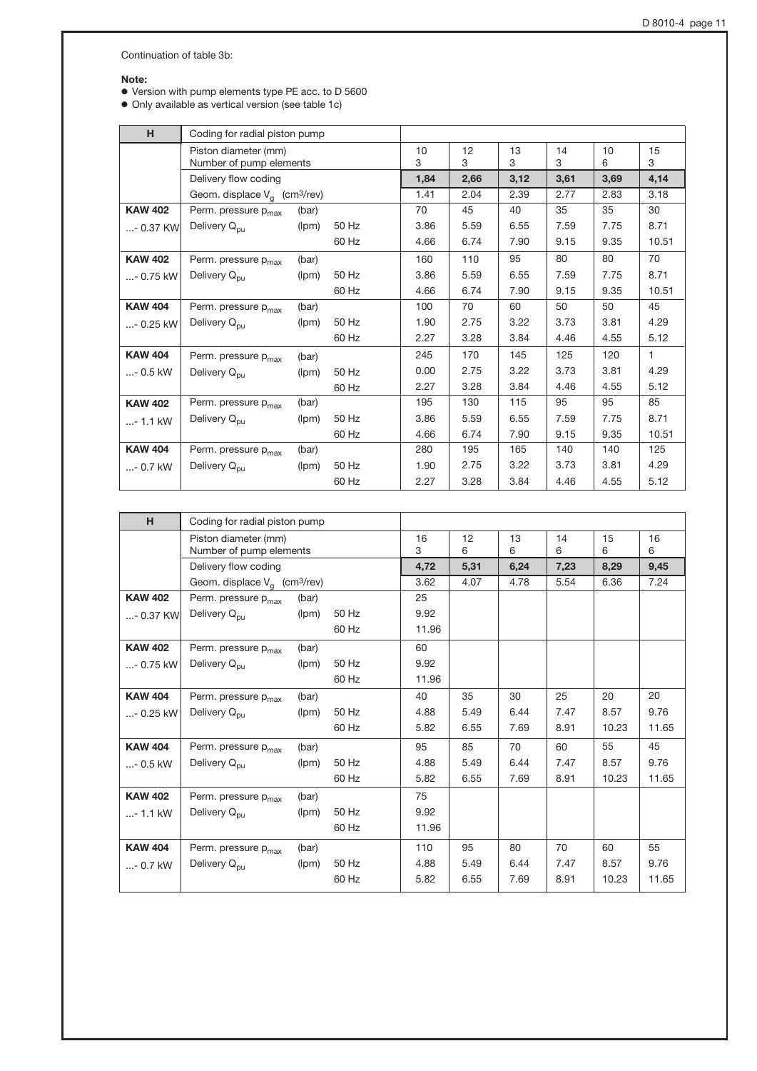Continuation of table 3b:

**Note:**
- Version with pump elements type PE acc. to D 5600
- Only available as vertical version (see table 1c)

| H | Coding for radial piston pump | | | | | | | | |
|---|---|---|---|---|---|---|---|---|---|
| | Piston diameter (mm) Number of pump elements | | | 10 3 | 12 3 | 13 3 | 14 3 | 10 6 | 15 3 |
| | Delivery flow coding | | | **1,84** | **2,66** | **3,12** | **3,61** | **3,69** | **4,14** |
| | Geom. displace $V_g$ (cm³/rev) | | | 1.41 | 2.04 | 2.39 | 2.77 | 2.83 | 3.18 |
| **KAW 402** | Perm. pressure $p_{max}$ | (bar) | | 70 | 45 | 40 | 35 | 35 | 30 |
| ...- 0.37 KW | Delivery $Q_{pu}$ | (lpm) | 50 Hz | 3.86 | 5.59 | 6.55 | 7.59 | 7.75 | 8.71 |
| | | | 60 Hz | 4.66 | 6.74 | 7.90 | 9.15 | 9.35 | 10.51 |
| **KAW 402** | Perm. pressure $p_{max}$ | (bar) | | 160 | 110 | 95 | 80 | 80 | 70 |
| ...- 0.75 kW | Delivery $Q_{pu}$ | (lpm) | 50 Hz | 3.86 | 5.59 | 6.55 | 7.59 | 7.75 | 8.71 |
| | | | 60 Hz | 4.66 | 6.74 | 7.90 | 9.15 | 9.35 | 10.51 |
| **KAW 404** | Perm. pressure $p_{max}$ | (bar) | | 100 | 70 | 60 | 50 | 50 | 45 |
| ...- 0.25 kW | Delivery $Q_{pu}$ | (lpm) | 50 Hz | 1.90 | 2.75 | 3.22 | 3.73 | 3.81 | 4.29 |
| | | | 60 Hz | 2.27 | 3.28 | 3.84 | 4.46 | 4.55 | 5.12 |
| **KAW 404** | Perm. pressure $p_{max}$ | (bar) | | 245 | 170 | 145 | 125 | 120 | 1 |
| ...- 0.5 kW | Delivery $Q_{pu}$ | (lpm) | 50 Hz | 0.00 | 2.75 | 3.22 | 3.73 | 3.81 | 4.29 |
| | | | 60 Hz | 2.27 | 3.28 | 3.84 | 4.46 | 4.55 | 5.12 |
| **KAW 402** | Perm. pressure $p_{max}$ | (bar) | | 195 | 130 | 115 | 95 | 95 | 85 |
| ...- 1.1 kW | Delivery $Q_{pu}$ | (lpm) | 50 Hz | 3.86 | 5.59 | 6.55 | 7.59 | 7.75 | 8.71 |
| | | | 60 Hz | 4.66 | 6.74 | 7.90 | 9.15 | 9.35 | 10.51 |
| **KAW 404** | Perm. pressure $p_{max}$ | (bar) | | 280 | 195 | 165 | 140 | 140 | 125 |
| ...- 0.7 kW | Delivery $Q_{pu}$ | (lpm) | 50 Hz | 1.90 | 2.75 | 3.22 | 3.73 | 3.81 | 4.29 |
| | | | 60 Hz | 2.27 | 3.28 | 3.84 | 4.46 | 4.55 | 5.12 |

| H | Coding for radial piston pump | | | | | | | | |
|---|---|---|---|---|---|---|---|---|---|
| | Piston diameter (mm) Number of pump elements | | | 16 3 | 12 6 | 13 6 | 14 6 | 15 6 | 16 6 |
| | Delivery flow coding | | | **4,72** | **5,31** | **6,24** | **7,23** | **8,29** | **9,45** |
| | Geom. displace $V_g$ (cm³/rev) | | | 3.62 | 4.07 | 4.78 | 5.54 | 6.36 | 7.24 |
| **KAW 402** | Perm. pressure $p_{max}$ | (bar) | | 25 | | | | | |
| ...- 0.37 KW | Delivery $Q_{pu}$ | (lpm) | 50 Hz | 9.92 | | | | | |
| | | | 60 Hz | 11.96 | | | | | |
| **KAW 402** | Perm. pressure $p_{max}$ | (bar) | | 60 | | | | | |
| ...- 0.75 kW | Delivery $Q_{pu}$ | (lpm) | 50 Hz | 9.92 | | | | | |
| | | | 60 Hz | 11.96 | | | | | |
| **KAW 404** | Perm. pressure $p_{max}$ | (bar) | | 40 | 35 | 30 | 25 | 20 | 20 |
| ...- 0.25 kW | Delivery $Q_{pu}$ | (lpm) | 50 Hz | 4.88 | 5.49 | 6.44 | 7.47 | 8.57 | 9.76 |
| | | | 60 Hz | 5.82 | 6.55 | 7.69 | 8.91 | 10.23 | 11.65 |
| **KAW 404** | Perm. pressure $p_{max}$ | (bar) | | 95 | 85 | 70 | 60 | 55 | 45 |
| ...- 0.5 kW | Delivery $Q_{pu}$ | (lpm) | 50 Hz | 4.88 | 5.49 | 6.44 | 7.47 | 8.57 | 9.76 |
| | | | 60 Hz | 5.82 | 6.55 | 7.69 | 8.91 | 10.23 | 11.65 |
| **KAW 402** | Perm. pressure $p_{max}$ | (bar) | | 75 | | | | | |
| ...- 1.1 kW | Delivery $Q_{pu}$ | (lpm) | 50 Hz | 9.92 | | | | | |
| | | | 60 Hz | 11.96 | | | | | |
| **KAW 404** | Perm. pressure $p_{max}$ | (bar) | | 110 | 95 | 80 | 70 | 60 | 55 |
| ...- 0.7 kW | Delivery $Q_{pu}$ | (lpm) | 50 Hz | 4.88 | 5.49 | 6.44 | 7.47 | 8.57 | 9.76 |
| | | | 60 Hz | 5.82 | 6.55 | 7.69 | 8.91 | 10.23 | 11.65 |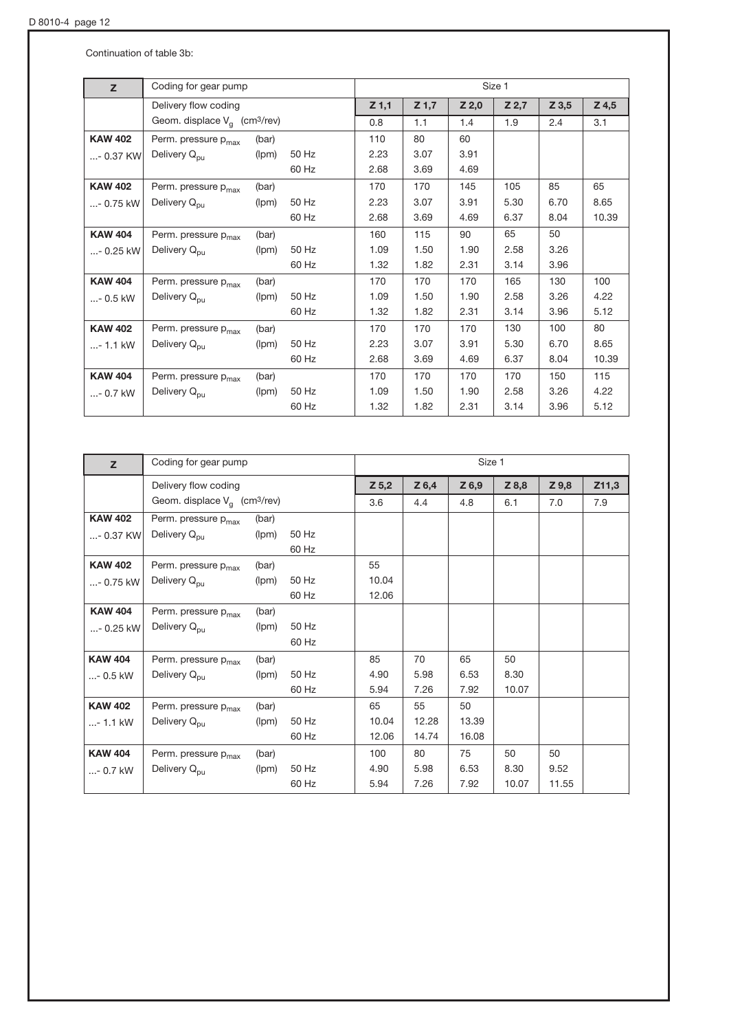Continuation of table 3b:

| Z | Coding for gear pump | | | Size 1 | | | | | |
|---|---|---|---|---|---|---|---|---|---|
| | Delivery flow coding | | | **Z 1,1** | **Z 1,7** | **Z 2,0** | **Z 2,7** | **Z 3,5** | **Z 4,5** |
| | Geom. displace $V_g$ ($cm^3$/rev) | | | 0.8 | 1.1 | 1.4 | 1.9 | 2.4 | 3.1 |
| **KAW 402** | Perm. pressure $p_{max}$ | (bar) | | 110 | 80 | 60 | | | |
| ...- 0.37 KW | Delivery $Q_{pu}$ | (lpm) | 50 Hz | 2.23 | 3.07 | 3.91 | | | |
| | | | 60 Hz | 2.68 | 3.69 | 4.69 | | | |
| **KAW 402** | Perm. pressure $p_{max}$ | (bar) | | 170 | 170 | 145 | 105 | 85 | 65 |
| ...- 0.75 kW | Delivery $Q_{pu}$ | (lpm) | 50 Hz | 2.23 | 3.07 | 3.91 | 5.30 | 6.70 | 8.65 |
| | | | 60 Hz | 2.68 | 3.69 | 4.69 | 6.37 | 8.04 | 10.39 |
| **KAW 404** | Perm. pressure $p_{max}$ | (bar) | | 160 | 115 | 90 | 65 | 50 | |
| ...- 0.25 kW | Delivery $Q_{pu}$ | (lpm) | 50 Hz | 1.09 | 1.50 | 1.90 | 2.58 | 3.26 | |
| | | | 60 Hz | 1.32 | 1.82 | 2.31 | 3.14 | 3.96 | |
| **KAW 404** | Perm. pressure $p_{max}$ | (bar) | | 170 | 170 | 170 | 165 | 130 | 100 |
| ...- 0.5 kW | Delivery $Q_{pu}$ | (lpm) | 50 Hz | 1.09 | 1.50 | 1.90 | 2.58 | 3.26 | 4.22 |
| | | | 60 Hz | 1.32 | 1.82 | 2.31 | 3.14 | 3.96 | 5.12 |
| **KAW 402** | Perm. pressure $p_{max}$ | (bar) | | 170 | 170 | 170 | 130 | 100 | 80 |
| ...- 1.1 kW | Delivery $Q_{pu}$ | (lpm) | 50 Hz | 2.23 | 3.07 | 3.91 | 5.30 | 6.70 | 8.65 |
| | | | 60 Hz | 2.68 | 3.69 | 4.69 | 6.37 | 8.04 | 10.39 |
| **KAW 404** | Perm. pressure $p_{max}$ | (bar) | | 170 | 170 | 170 | 170 | 150 | 115 |
| ...- 0.7 kW | Delivery $Q_{pu}$ | (lpm) | 50 Hz | 1.09 | 1.50 | 1.90 | 2.58 | 3.26 | 4.22 |
| | | | 60 Hz | 1.32 | 1.82 | 2.31 | 3.14 | 3.96 | 5.12 |

| Z | Coding for gear pump | | | Size 1 | | | | | |
|---|---|---|---|---|---|---|---|---|---|
| | Delivery flow coding | | | **Z 5,2** | **Z 6,4** | **Z 6,9** | **Z 8,8** | **Z 9,8** | **Z11,3** |
| | Geom. displace $V_g$ ($cm^3$/rev) | | | 3.6 | 4.4 | 4.8 | 6.1 | 7.0 | 7.9 |
| **KAW 402** | Perm. pressure $p_{max}$ | (bar) | | | | | | | |
| ...- 0.37 KW | Delivery $Q_{pu}$ | (lpm) | 50 Hz | | | | | | |
| | | | 60 Hz | | | | | | |
| **KAW 402** | Perm. pressure $p_{max}$ | (bar) | | 55 | | | | | |
| ...- 0.75 kW | Delivery $Q_{pu}$ | (lpm) | 50 Hz | 10.04 | | | | | |
| | | | 60 Hz | 12.06 | | | | | |
| **KAW 404** | Perm. pressure $p_{max}$ | (bar) | | | | | | | |
| ...- 0.25 kW | Delivery $Q_{pu}$ | (lpm) | 50 Hz | | | | | | |
| | | | 60 Hz | | | | | | |
| **KAW 404** | Perm. pressure $p_{max}$ | (bar) | | 85 | 70 | 65 | 50 | | |
| ...- 0.5 kW | Delivery $Q_{pu}$ | (lpm) | 50 Hz | 4.90 | 5.98 | 6.53 | 8.30 | | |
| | | | 60 Hz | 5.94 | 7.26 | 7.92 | 10.07 | | |
| **KAW 402** | Perm. pressure $p_{max}$ | (bar) | | 65 | 55 | 50 | | | |
| ...- 1.1 kW | Delivery $Q_{pu}$ | (lpm) | 50 Hz | 10.04 | 12.28 | 13.39 | | | |
| | | | 60 Hz | 12.06 | 14.74 | 16.08 | | | |
| **KAW 404** | Perm. pressure $p_{max}$ | (bar) | | 100 | 80 | 75 | 50 | 50 | |
| ...- 0.7 kW | Delivery $Q_{pu}$ | (lpm) | 50 Hz | 4.90 | 5.98 | 6.53 | 8.30 | 9.52 | |
| | | | 60 Hz | 5.94 | 7.26 | 7.92 | 10.07 | 11.55 | |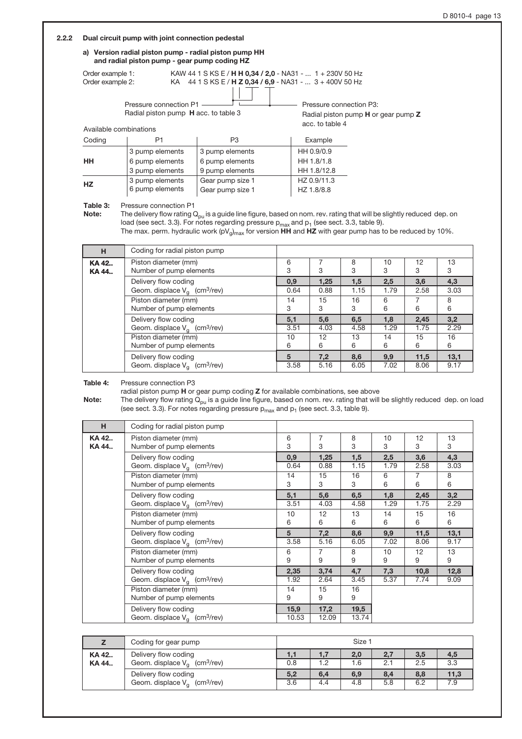### 2.2.2 Dual circuit pump with joint connection pedestal

**a) Version radial piston pump - radial piston pump HH and radial piston pump - gear pump coding HZ**

Order example 1: KAW 44 1 S KS E / **H H 0,34 / 2,0** - NA31 - ... 1 + 230V 50 Hz

Order example 2: KA 44 1 S KS E / **H Z 0,34 / 6,9** - NA31 - ... 3 + 400V 50 Hz

Pressure connection P1 — Radial piston pump **H** acc. to table 3

Pressure connection P3: Radial piston pump **H** or gear pump **Z** acc. to table 4

Available combinations

| Coding | P1 | P3 | Example |
|---|---|---|---|
| **HH** | 3 pump elements | 3 pump elements | HH 0.9/0.9 |
| | 6 pump elements | 6 pump elements | HH 1.8/1.8 |
| | 3 pump elements | 9 pump elements | HH 1.8/12.8 |
| **HZ** | 3 pump elements | Gear pump size 1 | HZ 0.9/11.3 |
| | 6 pump elements | Gear pump size 1 | HZ 1.8/8.8 |

**Table 3:** Pressure connection P1

**Note:** The delivery flow rating $Q_{pu}$ is a guide line figure, based on nom. rev. rating that will be slightly reduced dep. on load (see sect. 3.3). For notes regarding pressure $p_{max}$ and $p_1$ (see sect. 3.3, table 9).
The max. perm. hydraulic work $(pV_g)_{max}$ for version **HH** and **HZ** with gear pump has to be reduced by 10%.

| **H** | Coding for radial piston pump | | | | | | |
|---|---|---|---|---|---|---|---|
| **KA 42..** **KA 44..** | Piston diameter (mm) | 6 | 7 | 8 | 10 | 12 | 13 |
| | Number of pump elements | 3 | 3 | 3 | 3 | 3 | 3 |
| | Delivery flow coding | **0,9** | **1,25** | **1,5** | **2,5** | **3,6** | **4,3** |
| | Geom. displace $V_g$ (cm³/rev) | 0.64 | 0.88 | 1.15 | 1.79 | 2.58 | 3.03 |
| | Piston diameter (mm) | 14 | 15 | 16 | 6 | 7 | 8 |
| | Number of pump elements | 3 | 3 | 3 | 6 | 6 | 6 |
| | Delivery flow coding | **5,1** | **5,6** | **6,5** | **1,8** | **2,45** | **3,2** |
| | Geom. displace $V_g$ (cm³/rev) | 3.51 | 4.03 | 4.58 | 1.29 | 1.75 | 2.29 |
| | Piston diameter (mm) | 10 | 12 | 13 | 14 | 15 | 16 |
| | Number of pump elements | 6 | 6 | 6 | 6 | 6 | 6 |
| | Delivery flow coding | **5** | **7,2** | **8,6** | **9,9** | **11,5** | **13,1** |
| | Geom. displace $V_g$ (cm³/rev) | 3.58 | 5.16 | 6.05 | 7.02 | 8.06 | 9.17 |

**Table 4:** Pressure connection P3
radial piston pump **H** or gear pump coding **Z** for available combinations, see above

**Note:** The delivery flow rating $Q_{pu}$ is a guide line figure, based on nom. rev. rating that will be slightly reduced dep. on load (see sect. 3.3). For notes regarding pressure $p_{max}$ and $p_1$ (see sect. 3.3, table 9).

| **H** | Coding for radial piston pump | | | | | | |
|---|---|---|---|---|---|---|---|
| **KA 42..** **KA 44..** | Piston diameter (mm) | 6 | 7 | 8 | 10 | 12 | 13 |
| | Number of pump elements | 3 | 3 | 3 | 3 | 3 | 3 |
| | Delivery flow coding | **0,9** | **1,25** | **1,5** | **2,5** | **3,6** | **4,3** |
| | Geom. displace $V_g$ (cm³/rev) | 0.64 | 0.88 | 1.15 | 1.79 | 2.58 | 3.03 |
| | Piston diameter (mm) | 14 | 15 | 16 | 6 | 7 | 8 |
| | Number of pump elements | 3 | 3 | 3 | 6 | 6 | 6 |
| | Delivery flow coding | **5,1** | **5,6** | **6,5** | **1,8** | **2,45** | **3,2** |
| | Geom. displace $V_g$ (cm³/rev) | 3.51 | 4.03 | 4.58 | 1.29 | 1.75 | 2.29 |
| | Piston diameter (mm) | 10 | 12 | 13 | 14 | 15 | 16 |
| | Number of pump elements | 6 | 6 | 6 | 6 | 6 | 6 |
| | Delivery flow coding | **5** | **7,2** | **8,6** | **9,9** | **11,5** | **13,1** |
| | Geom. displace $V_g$ (cm³/rev) | 3.58 | 5.16 | 6.05 | 7.02 | 8.06 | 9.17 |
| | Piston diameter (mm) | 6 | 7 | 8 | 10 | 12 | 13 |
| | Number of pump elements | 9 | 9 | 9 | 9 | 9 | 9 |
| | Delivery flow coding | **2,35** | **3,74** | **4,7** | **7,3** | **10,8** | **12,8** |
| | Geom. displace $V_g$ (cm³/rev) | 1.92 | 2.64 | 3.45 | 5.37 | 7.74 | 9.09 |
| | Piston diameter (mm) | 14 | 15 | 16 | | | |
| | Number of pump elements | 9 | 9 | 9 | | | |
| | Delivery flow coding | **15,9** | **17,2** | **19,5** | | | |
| | Geom. displace $V_g$ (cm³/rev) | 10.53 | 12.09 | 13.74 | | | |

| **Z** | Coding for gear pump | Size 1 | | | | | |
|---|---|---|---|---|---|---|---|
| **KA 42..** **KA 44..** | Delivery flow coding | **1,1** | **1,7** | **2,0** | **2,7** | **3,5** | **4,5** |
| | Geom. displace $V_g$ (cm³/rev) | 0.8 | 1.2 | 1.6 | 2.1 | 2.5 | 3.3 |
| | Delivery flow coding | **5,2** | **6,4** | **6,9** | **8,4** | **8,8** | **11,3** |
| | Geom. displace $V_g$ (cm³/rev) | 3.6 | 4.4 | 4.8 | 5.8 | 6.2 | 7.9 |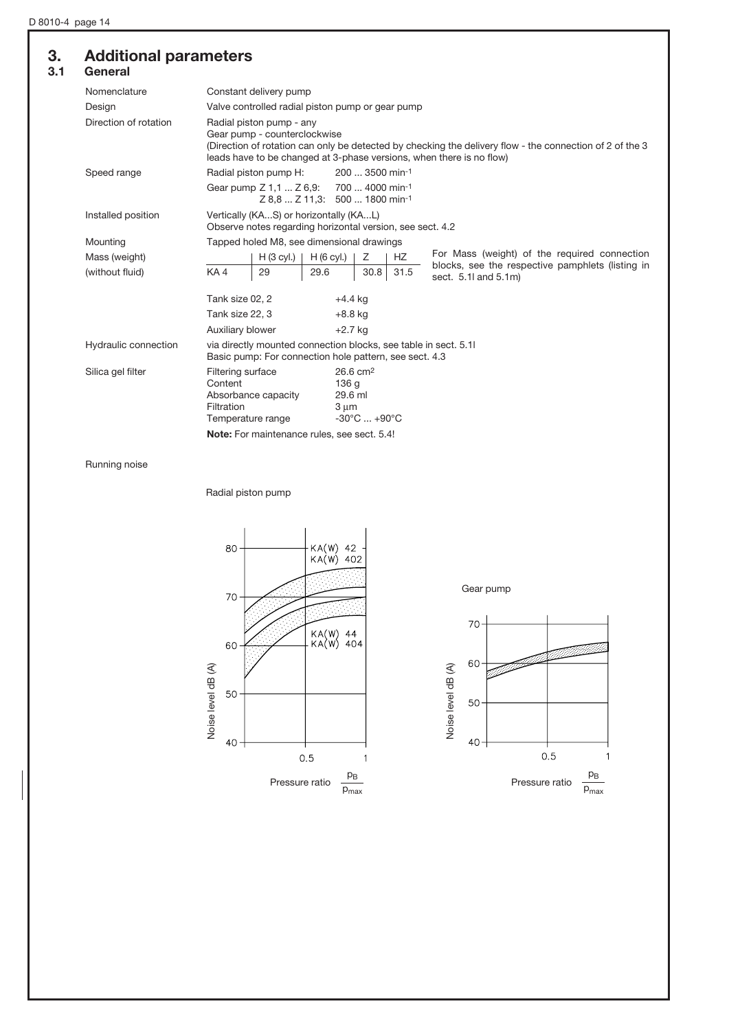# 3. Additional parameters

## 3.1 General

| | |
|---|---|
| Nomenclature | Constant delivery pump |
| Design | Valve controlled radial piston pump or gear pump |
| Direction of rotation | Radial piston pump - any<br>Gear pump - counterclockwise<br>(Direction of rotation can only be detected by checking the delivery flow - the connection of 2 of the 3 leads have to be changed at 3-phase versions, when there is no flow) |
| Speed range | Radial piston pump H: 200 ... 3500 min$^{-1}$<br>Gear pump Z 1,1 ... Z 6,9: 700 ... 4000 min$^{-1}$<br>Z 8,8 ... Z 11,3: 500 ... 1800 min$^{-1}$ |
| Installed position | Vertically (KA...S) or horizontally (KA...L)<br>Observe notes regarding horizontal version, see sect. 4.2 |
| Mounting | Tapped holed M8, see dimensional drawings |

Mass (weight) (without fluid)

| | H (3 cyl.) | H (6 cyl.) | Z | HZ |
|---|---|---|---|---|
| KA 4 | 29 | 29.6 | 30.8 | 31.5 |

For Mass (weight) of the required connection blocks, see the respective pamphlets (listing in sect. 5.1l and 5.1m)

| | |
|---|---|
| Tank size 02, 2 | +4.4 kg |
| Tank size 22, 3 | +8.8 kg |
| Auxiliary blower | +2.7 kg |

| | |
|---|---|
| Hydraulic connection | via directly mounted connection blocks, see table in sect. 5.1l<br>Basic pump: For connection hole pattern, see sect. 4.3 |

Silica gel filter

| | |
|---|---|
| Filtering surface | 26.6 cm$^2$ |
| Content | 136 g |
| Absorbance capacity | 29.6 ml |
| Filtration | 3 μm |
| Temperature range | -30°C ... +90°C |

**Note:** For maintenance rules, see sect. 5.4!

Running noise

Radial piston pump

Noise level dB (A) vs. Pressure ratio $\frac{p_B}{p_{max}}$ — curves: KA(W) 42, KA(W) 402; KA(W) 44, KA(W) 404

Gear pump

Noise level dB (A) vs. Pressure ratio $\frac{p_B}{p_{max}}$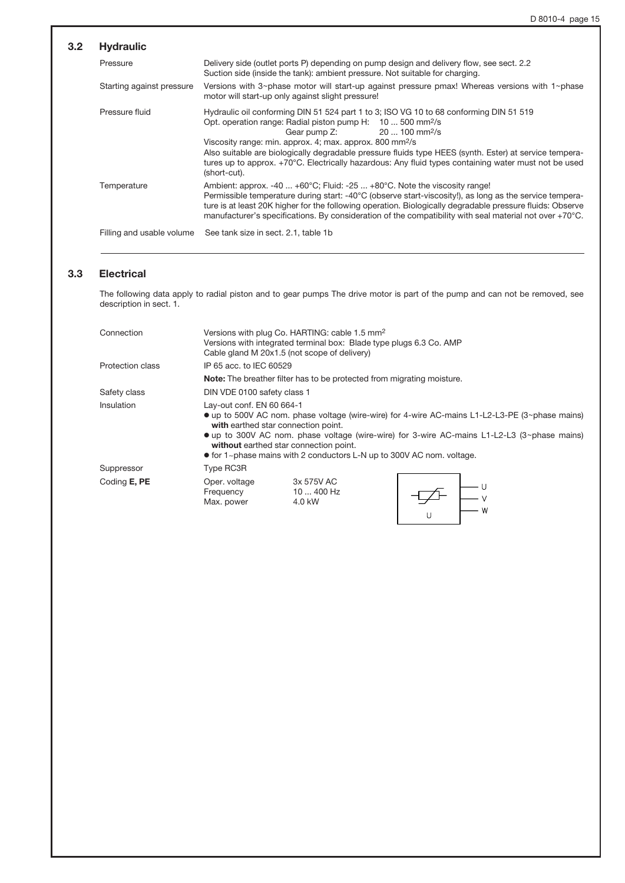## 3.2 Hydraulic

| | |
|---|---|
| Pressure | Delivery side (outlet ports P) depending on pump design and delivery flow, see sect. 2.2<br>Suction side (inside the tank): ambient pressure. Not suitable for charging. |
| Starting against pressure | Versions with 3~phase motor will start-up against pressure pmax! Whereas versions with 1~phase motor will start-up only against slight pressure! |
| Pressure fluid | Hydraulic oil conforming DIN 51 524 part 1 to 3; ISO VG 10 to 68 conforming DIN 51 519<br>Opt. operation range: Radial piston pump H: 10 ... 500 mm²/s<br>Gear pump Z: 20 ... 100 mm²/s<br>Viscosity range: min. approx. 4; max. approx. 800 mm²/s<br>Also suitable are biologically degradable pressure fluids type HEES (synth. Ester) at service temperatures up to approx. +70°C. Electrically hazardous: Any fluid types containing water must not be used (short-cut). |
| Temperature | Ambient: approx. -40 ... +60°C; Fluid: -25 ... +80°C. Note the viscosity range!<br>Permissible temperature during start: -40°C (observe start-viscosity!), as long as the service temperature is at least 20K higher for the following operation. Biologically degradable pressure fluids: Observe manufacturer's specifications. By consideration of the compatibility with seal material not over +70°C. |
| Filling and usable volume | See tank size in sect. 2.1, table 1b |

## 3.3 Electrical

The following data apply to radial piston and to gear pumps The drive motor is part of the pump and can not be removed, see description in sect. 1.

| | |
|---|---|
| Connection | Versions with plug Co. HARTING: cable 1.5 mm²<br>Versions with integrated terminal box: Blade type plugs 6.3 Co. AMP<br>Cable gland M 20x1.5 (not scope of delivery) |
| Protection class | IP 65 acc. to IEC 60529<br>**Note:** The breather filter has to be protected from migrating moisture. |
| Safety class | DIN VDE 0100 safety class 1 |
| Insulation | Lay-out conf. EN 60 664-1<br>● up to 500V AC nom. phase voltage (wire-wire) for 4-wire AC-mains L1-L2-L3-PE (3~phase mains) **with** earthed star connection point.<br>● up to 300V AC nom. phase voltage (wire-wire) for 3-wire AC-mains L1-L2-L3 (3~phase mains) **without** earthed star connection point.<br>● for 1~phase mains with 2 conductors L-N up to 300V AC nom. voltage. |
| Suppressor | Type RC3R |
| Coding **E, PE** | Oper. voltage 3x 575V AC<br>Frequency 10 ... 400 Hz<br>Max. power 4.0 kW |

U V W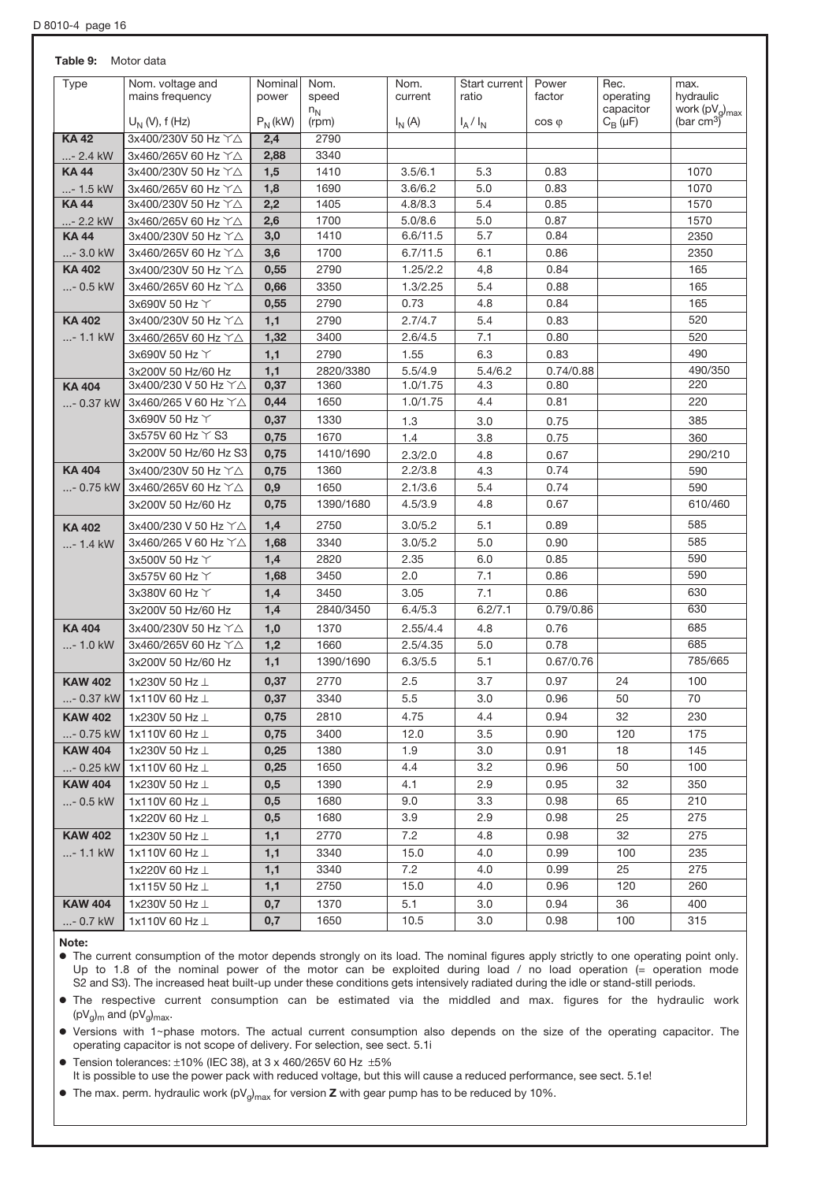**Table 9:** Motor data

| Type | Nom. voltage and mains frequency $U_N$ (V), f (Hz) | Nominal power $P_N$ (kW) | Nom. speed $n_N$ (rpm) | Nom. current $I_N$ (A) | Start current ratio $I_A / I_N$ | Power factor cos φ | Rec. operating capacitor $C_B$ (µF) | max. hydraulic work $(pV_g)_{max}$ (bar cm³) |
|---|---|---|---|---|---|---|---|---|
| **KA 42** | 3x400/230V 50 Hz ⋎△ | **2,4** | 2790 | | | | | |
| ...- 2.4 kW | 3x460/265V 60 Hz ⋎△ | **2,88** | 3340 | | | | | |
| **KA 44** | 3x400/230V 50 Hz ⋎△ | **1,5** | 1410 | 3.5/6.1 | 5.3 | 0.83 | | 1070 |
| ...- 1.5 kW | 3x460/265V 60 Hz ⋎△ | **1,8** | 1690 | 3.6/6.2 | 5.0 | 0.83 | | 1070 |
| **KA 44** | 3x400/230V 50 Hz ⋎△ | **2,2** | 1405 | 4.8/8.3 | 5.4 | 0.85 | | 1570 |
| ...- 2.2 kW | 3x460/265V 60 Hz ⋎△ | **2,6** | 1700 | 5.0/8.6 | 5.0 | 0.87 | | 1570 |
| **KA 44** | 3x400/230V 50 Hz ⋎△ | **3,0** | 1410 | 6.6/11.5 | 5.7 | 0.84 | | 2350 |
| ...- 3.0 kW | 3x460/265V 60 Hz ⋎△ | **3,6** | 1700 | 6.7/11.5 | 6.1 | 0.86 | | 2350 |
| **KA 402** | 3x400/230V 50 Hz ⋎△ | **0,55** | 2790 | 1.25/2.2 | 4,8 | 0.84 | | 165 |
| ...- 0.5 kW | 3x460/265V 60 Hz ⋎△ | **0,66** | 3350 | 1.3/2.25 | 5.4 | 0.88 | | 165 |
| | 3x690V 50 Hz ⋎ | **0,55** | 2790 | 0.73 | 4.8 | 0.84 | | 165 |
| **KA 402** | 3x400/230V 50 Hz ⋎△ | **1,1** | 2790 | 2.7/4.7 | 5.4 | 0.83 | | 520 |
| ...- 1.1 kW | 3x460/265V 60 Hz ⋎△ | **1,32** | 3400 | 2.6/4.5 | 7.1 | 0.80 | | 520 |
| | 3x690V 50 Hz ⋎ | **1,1** | 2790 | 1.55 | 6.3 | 0.83 | | 490 |
| | 3x200V 50 Hz/60 Hz | **1,1** | 2820/3380 | 5.5/4.9 | 5.4/6.2 | 0.74/0.88 | | 490/350 |
| **KA 404** | 3x400/230 V 50 Hz ⋎△ | **0,37** | 1360 | 1.0/1.75 | 4.3 | 0.80 | | 220 |
| ...- 0.37 kW | 3x460/265 V 60 Hz ⋎△ | **0,44** | 1650 | 1.0/1.75 | 4.4 | 0.81 | | 220 |
| | 3x690V 50 Hz ⋎ | **0,37** | 1330 | 1.3 | 3.0 | 0.75 | | 385 |
| | 3x575V 60 Hz ⋎ S3 | **0,75** | 1670 | 1.4 | 3.8 | 0.75 | | 360 |
| | 3x200V 50 Hz/60 Hz S3 | **0,75** | 1410/1690 | 2.3/2.0 | 4.8 | 0.67 | | 290/210 |
| **KA 404** | 3x400/230V 50 Hz ⋎△ | **0,75** | 1360 | 2.2/3.8 | 4.3 | 0.74 | | 590 |
| ...- 0.75 kW | 3x460/265V 60 Hz ⋎△ | **0,9** | 1650 | 2.1/3.6 | 5.4 | 0.74 | | 590 |
| | 3x200V 50 Hz/60 Hz | **0,75** | 1390/1680 | 4.5/3.9 | 4.8 | 0.67 | | 610/460 |
| **KA 402** | 3x400/230 V 50 Hz ⋎△ | **1,4** | 2750 | 3.0/5.2 | 5.1 | 0.89 | | 585 |
| ...- 1.4 kW | 3x460/265 V 60 Hz ⋎△ | **1,68** | 3340 | 3.0/5.2 | 5.0 | 0.90 | | 585 |
| | 3x500V 50 Hz ⋎ | **1,4** | 2820 | 2.35 | 6.0 | 0.85 | | 590 |
| | 3x575V 60 Hz ⋎ | **1,68** | 3450 | 2.0 | 7.1 | 0.86 | | 590 |
| | 3x380V 60 Hz ⋎ | **1,4** | 3450 | 3.05 | 7.1 | 0.86 | | 630 |
| | 3x200V 50 Hz/60 Hz | **1,4** | 2840/3450 | 6.4/5.3 | 6.2/7.1 | 0.79/0.86 | | 630 |
| **KA 404** | 3x400/230V 50 Hz ⋎△ | **1,0** | 1370 | 2.55/4.4 | 4.8 | 0.76 | | 685 |
| ...- 1.0 kW | 3x460/265V 60 Hz ⋎△ | **1,2** | 1660 | 2.5/4.35 | 5.0 | 0.78 | | 685 |
| | 3x200V 50 Hz/60 Hz | **1,1** | 1390/1690 | 6.3/5.5 | 5.1 | 0.67/0.76 | | 785/665 |
| **KAW 402** | 1x230V 50 Hz ⊥ | **0,37** | 2770 | 2.5 | 3.7 | 0.97 | 24 | 100 |
| ...- 0.37 kW | 1x110V 60 Hz ⊥ | **0,37** | 3340 | 5.5 | 3.0 | 0.96 | 50 | 70 |
| **KAW 402** | 1x230V 50 Hz ⊥ | **0,75** | 2810 | 4.75 | 4.4 | 0.94 | 32 | 230 |
| ...- 0.75 kW | 1x110V 60 Hz ⊥ | **0,75** | 3400 | 12.0 | 3.5 | 0.90 | 120 | 175 |
| **KAW 404** | 1x230V 50 Hz ⊥ | **0,25** | 1380 | 1.9 | 3.0 | 0.91 | 18 | 145 |
| ...- 0.25 kW | 1x110V 60 Hz ⊥ | **0,25** | 1650 | 4.4 | 3.2 | 0.96 | 50 | 100 |
| **KAW 404** | 1x230V 50 Hz ⊥ | **0,5** | 1390 | 4.1 | 2.9 | 0.95 | 32 | 350 |
| ...- 0.5 kW | 1x110V 60 Hz ⊥ | **0,5** | 1680 | 9.0 | 3.3 | 0.98 | 65 | 210 |
| | 1x220V 60 Hz ⊥ | **0,5** | 1680 | 3.9 | 2.9 | 0.98 | 25 | 275 |
| **KAW 402** | 1x230V 50 Hz ⊥ | **1,1** | 2770 | 7.2 | 4.8 | 0.98 | 32 | 275 |
| ...- 1.1 kW | 1x110V 60 Hz ⊥ | **1,1** | 3340 | 15.0 | 4.0 | 0.99 | 100 | 235 |
| | 1x220V 60 Hz ⊥ | **1,1** | 3340 | 7.2 | 4.0 | 0.99 | 25 | 275 |
| | 1x115V 50 Hz ⊥ | **1,1** | 2750 | 15.0 | 4.0 | 0.96 | 120 | 260 |
| **KAW 404** | 1x230V 50 Hz ⊥ | **0,7** | 1370 | 5.1 | 3.0 | 0.94 | 36 | 400 |
| ...- 0.7 kW | 1x110V 60 Hz ⊥ | **0,7** | 1650 | 10.5 | 3.0 | 0.98 | 100 | 315 |

**Note:**

- The current consumption of the motor depends strongly on its load. The nominal figures apply strictly to one operating point only. Up to 1.8 of the nominal power of the motor can be exploited during load / no load operation (= operation mode S2 and S3). The increased heat built-up under these conditions gets intensively radiated during the idle or stand-still periods.
- The respective current consumption can be estimated via the middled and max. figures for the hydraulic work $(pV_g)_m$ and $(pV_g)_{max}$.
- Versions with 1~phase motors. The actual current consumption also depends on the size of the operating capacitor. The operating capacitor is not scope of delivery. For selection, see sect. 5.1i
- Tension tolerances: ±10% (IEC 38), at 3 x 460/265V 60 Hz ±5%
  It is possible to use the power pack with reduced voltage, but this will cause a reduced performance, see sect. 5.1e!
- The max. perm. hydraulic work $(pV_g)_{max}$ for version **Z** with gear pump has to be reduced by 10%.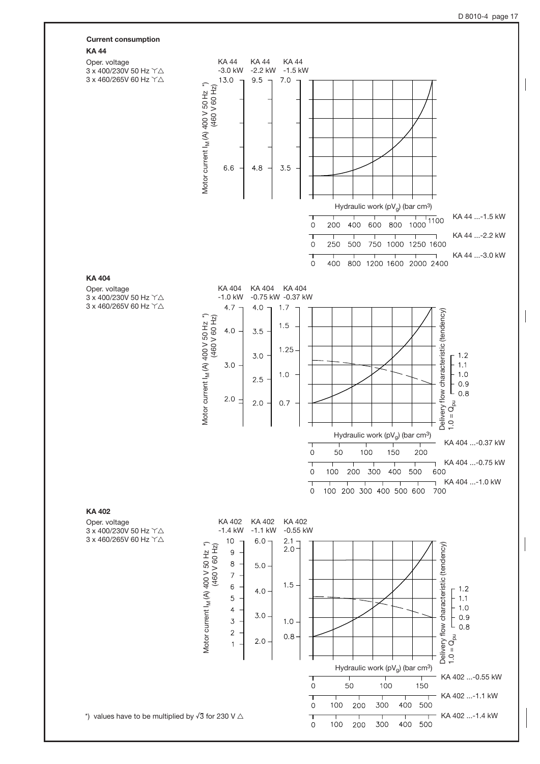**Current consumption**

**KA 44**

Oper. voltage
3 x 400/230V 50 Hz Y△
3 x 460/265V 60 Hz Y△

KA 44 -3.0 kW | KA 44 -2.2 kW | KA 44 -1.5 kW

Motor current $I_M$ (A) 400 V 50 Hz *) (460 V 60 Hz)

13.0 / 9.5 / 7.0
6.6 / 4.8 / 3.5

Hydraulic work ($pV_g$) (bar cm³)

KA 44 ...-1.5 kW: 0 200 400 600 800 1000 1100
KA 44 ...-2.2 kW: 0 250 500 750 1000 1250 1600
KA 44 ...-3.0 kW: 0 400 800 1200 1600 2000 2400

**KA 404**

Oper. voltage
3 x 400/230V 50 Hz Y△
3 x 460/265V 60 Hz Y△

KA 404 -1.0 kW | KA 404 -0.75 kW | KA 404 -0.37 kW

Motor current $I_M$ (A) 400 V 50 Hz *) (460 V 60 Hz)

4.7 / 4.0 / 1.7
4.0 / 3.5 / 1.5
3.0 / 3.0 / 1.25
2.5 / 1.0
2.0 / 2.0 / 0.7

Delivery flow characteristic (tendency) $1.0 = Q_{pu}$: 1.2 1.1 1.0 0.9 0.8

Hydraulic work ($pV_g$) (bar cm³)

KA 404 ...-0.37 kW: 0 50 100 150 200
KA 404 ...-0.75 kW: 0 100 200 300 400 500 600
KA 404 ...-1.0 kW: 0 100 200 300 400 500 600 700

**KA 402**

Oper. voltage
3 x 400/230V 50 Hz Y△
3 x 460/265V 60 Hz Y△

KA 402 -1.4 kW | KA 402 -1.1 kW | KA 402 -0.55 kW

Motor current $I_M$ (A) 400 V 50 Hz *) (460 V 60 Hz)

10 9 8 7 6 5 4 3 2 1 / 6.0 5.0 4.0 3.0 2.0 / 2.1 2.0 1.5 1.0 0.8

Delivery flow characteristic (tendency) $1.0 = Q_{pu}$: 1.2 1.1 1.0 0.9 0.8

Hydraulic work ($pV_g$) (bar cm³)

KA 402 ...-0.55 kW: 0 50 100 150
KA 402 ...-1.1 kW: 0 100 200 300 400 500
KA 402 ...-1.4 kW: 0 100 200 300 400 500

*) values have to be multiplied by $\sqrt{3}$ for 230 V △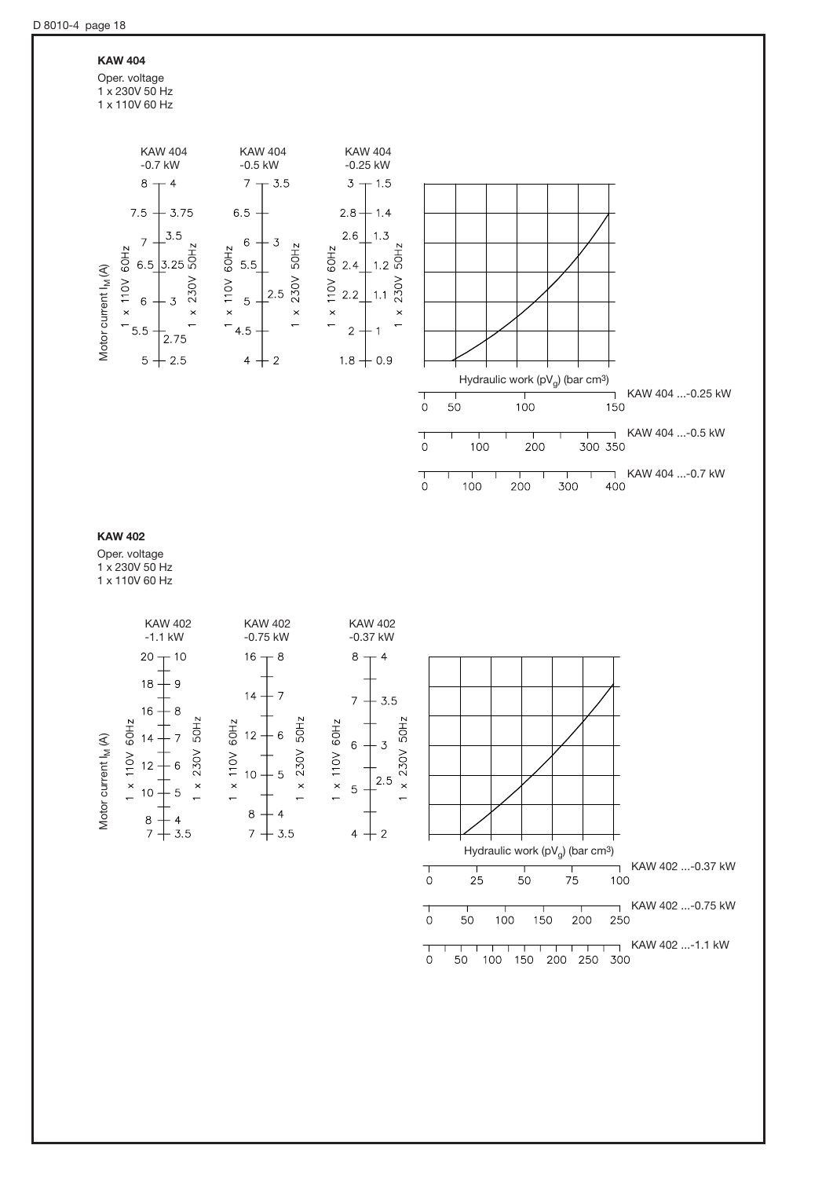**KAW 404**

Oper. voltage
1 x 230V 50 Hz
1 x 110V 60 Hz

| | KAW 404 -0.7 kW | | KAW 404 -0.5 kW | | KAW 404 -0.25 kW | |
|---|---|---|---|---|---|---|
| Motor current $I_M$ (A) | 1 x 110V 60Hz | 1 x 230V 50Hz | 1 x 110V 60Hz | 1 x 230V 50Hz | 1 x 110V 60Hz | 1 x 230V 50Hz |
| | 8 | 4 | 7 | 3.5 | 3 | 1.5 |
| | 7.5 | 3.75 | 6.5 | | 2.8 | 1.4 |
| | 7 | 3.5 | 6 | 3 | 2.6 | 1.3 |
| | 6.5 | 3.25 | 5.5 | | 2.4 | 1.2 |
| | 6 | 3 | 5 | 2.5 | 2.2 | 1.1 |
| | 5.5 | 2.75 | 4.5 | | 2 | 1 |
| | 5 | 2.5 | 4 | 2 | 1.8 | 0.9 |

Hydraulic work ($pV_g$) (bar cm³)

KAW 404 ...-0.25 kW: 0, 50, 100, 150

KAW 404 ...-0.5 kW: 0, 100, 200, 300, 350

KAW 404 ...-0.7 kW: 0, 100, 200, 300, 400

**KAW 402**

Oper. voltage
1 x 230V 50 Hz
1 x 110V 60 Hz

| | KAW 402 -1.1 kW | | KAW 402 -0.75 kW | | KAW 402 -0.37 kW | |
|---|---|---|---|---|---|---|
| Motor current $I_M$ (A) | 1 x 110V 60Hz | 1 x 230V 50Hz | 1 x 110V 60Hz | 1 x 230V 50Hz | 1 x 110V 60Hz | 1 x 230V 50Hz |
| | 20 | 10 | 16 | 8 | 8 | 4 |
| | 18 | 9 | 14 | 7 | 7 | 3.5 |
| | 16 | 8 | 12 | 6 | 6 | 3 |
| | 14 | 7 | 10 | 5 | 5 | 2.5 |
| | 12 | 6 | 8 | 4 | 4 | 2 |
| | 10 | 5 | 7 | 3.5 | | |
| | 8 | 4 | | | | |
| | 7 | 3.5 | | | | |

Hydraulic work ($pV_g$) (bar cm³)

KAW 402 ...-0.37 kW: 0, 25, 50, 75, 100

KAW 402 ...-0.75 kW: 0, 50, 100, 150, 200, 250

KAW 402 ...-1.1 kW: 0, 50, 100, 150, 200, 250, 300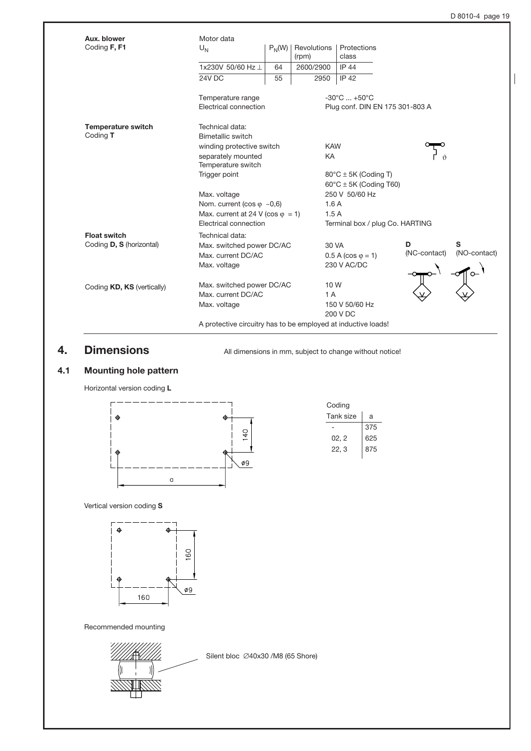| | | | | | |
|---|---|---|---|---|---|
| **Aux. blower** Coding **F, F1** | Motor data | | | | |
| | $U_N$ | $P_N$(W) | Revolutions (rpm) | Protections class | |
| | 1x230V 50/60 Hz ⊥ | 64 | 2600/2900 | IP 44 | |
| | 24V DC | 55 | 2950 | IP 42 | |
| | Temperature range | | -30°C ... +50°C | | |
| | Electrical connection | | Plug conf. DIN EN 175 301-803 A | | |
| **Temperature switch** Coding **T** | Technical data: | | | | |
| | Bimetallic switch | | | | |
| | winding protective switch | | KAW | | |
| | separately mounted Temperature switch | | KA | | |
| | Trigger point | | 80°C ± 5K (Coding T) 60°C ± 5K (Coding T60) | | |
| | Max. voltage | | 250 V 50/60 Hz | | |
| | Nom. current (cos φ ~0,6) | | 1.6 A | | |
| | Max. current at 24 V (cos φ = 1) | | 1.5 A | | |
| | Electrical connection | | Terminal box / plug Co. HARTING | | |
| **Float switch** Coding **D, S** (horizontal) | Technical data: | | | **D** (NC-contact) | **S** (NO-contact) |
| | Max. switched power DC/AC | | 30 VA | | |
| | Max. current DC/AC | | 0.5 A (cos φ = 1) | | |
| | Max. voltage | | 230 V AC/DC | | |
| Coding **KD, KS** (vertically) | Max. switched power DC/AC | | 10 W | | |
| | Max. current DC/AC | | 1 A | | |
| | Max. voltage | | 150 V 50/60 Hz 200 V DC | | |
| | A protective circuitry has to be employed at inductive loads! | | | | |

# 4. Dimensions

All dimensions in mm, subject to change without notice!

## 4.1 Mounting hole pattern

Horizontal version coding **L**

140

ø9

a

| Coding Tank size | a |
|---|---|
| - | 375 |
| 02, 2 | 625 |
| 22, 3 | 875 |

Vertical version coding **S**

160

ø9

160

Recommended mounting

Silent bloc ∅40x30 /M8 (65 Shore)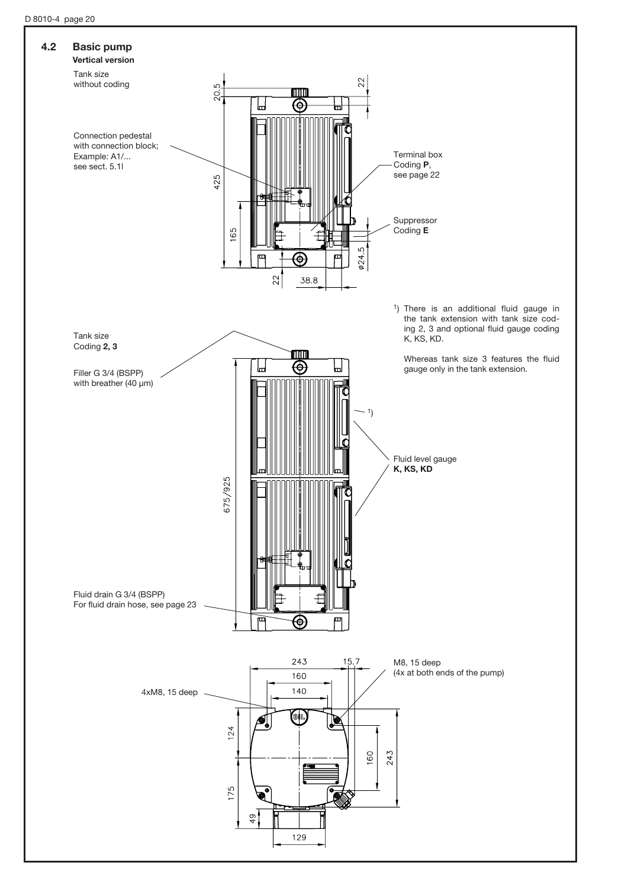## 4.2 Basic pump

**Vertical version**

Tank size
without coding

Connection pedestal
with connection block;
Example: A1/...
see sect. 5.1l

Terminal box
Coding **P**,
see page 22

Suppressor
Coding **E**

20.5

22

425

165

22

38.8

ø24.5

[1]) There is an additional fluid gauge in the tank extension with tank size coding 2, 3 and optional fluid gauge coding K, KS, KD.

Whereas tank size 3 features the fluid gauge only in the tank extension.

Tank size
Coding **2, 3**

Filler G 3/4 (BSPP)
with breather (40 µm)

Fluid level gauge
**K, KS, KD**

675/925

Fluid drain G 3/4 (BSPP)
For fluid drain hose, see page 23

243

15.7

160

140

4xM8, 15 deep

M8, 15 deep
(4x at both ends of the pump)

124

175

49

129

160

243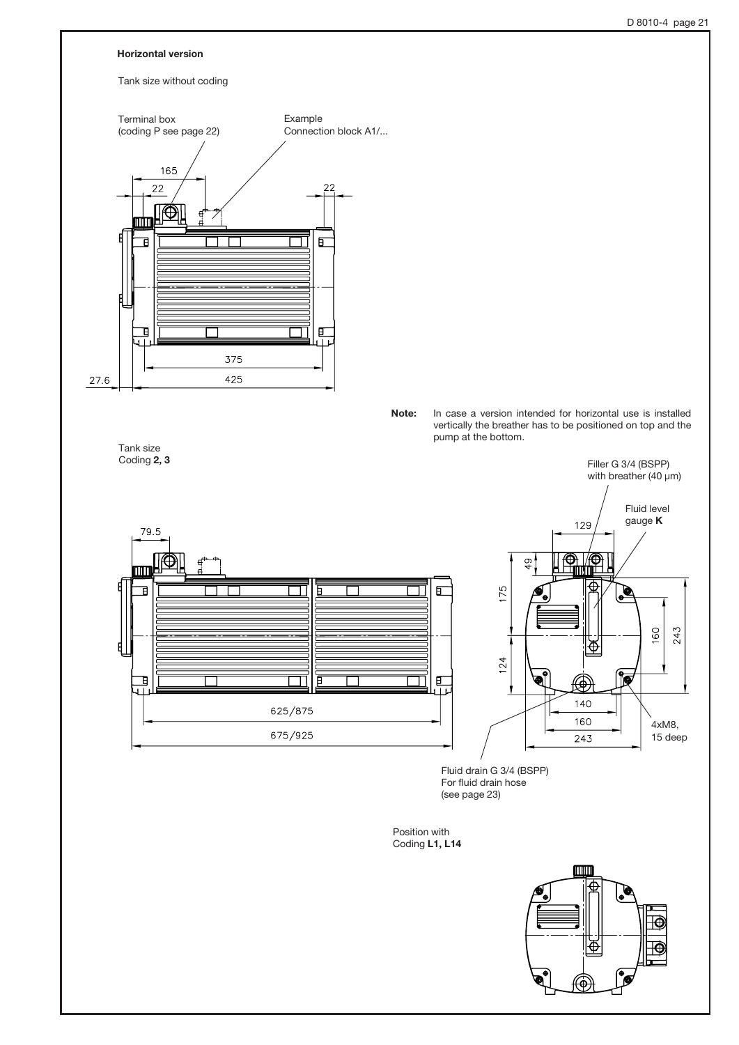**Horizontal version**

Tank size without coding

Terminal box
(coding P see page 22)

Example
Connection block A1/...

165

22

22

375

27.6

425

**Note:** In case a version intended for horizontal use is installed vertically the breather has to be positioned on top and the pump at the bottom.

Tank size
Coding **2, 3**

79.5

625/875

675/925

Filler G 3/4 (BSPP)
with breather (40 µm)

Fluid level
gauge **K**

129

49

175

124

160

243

140

160

243

4xM8,
15 deep

Fluid drain G 3/4 (BSPP)
For fluid drain hose
(see page 23)

Position with
Coding **L1, L14**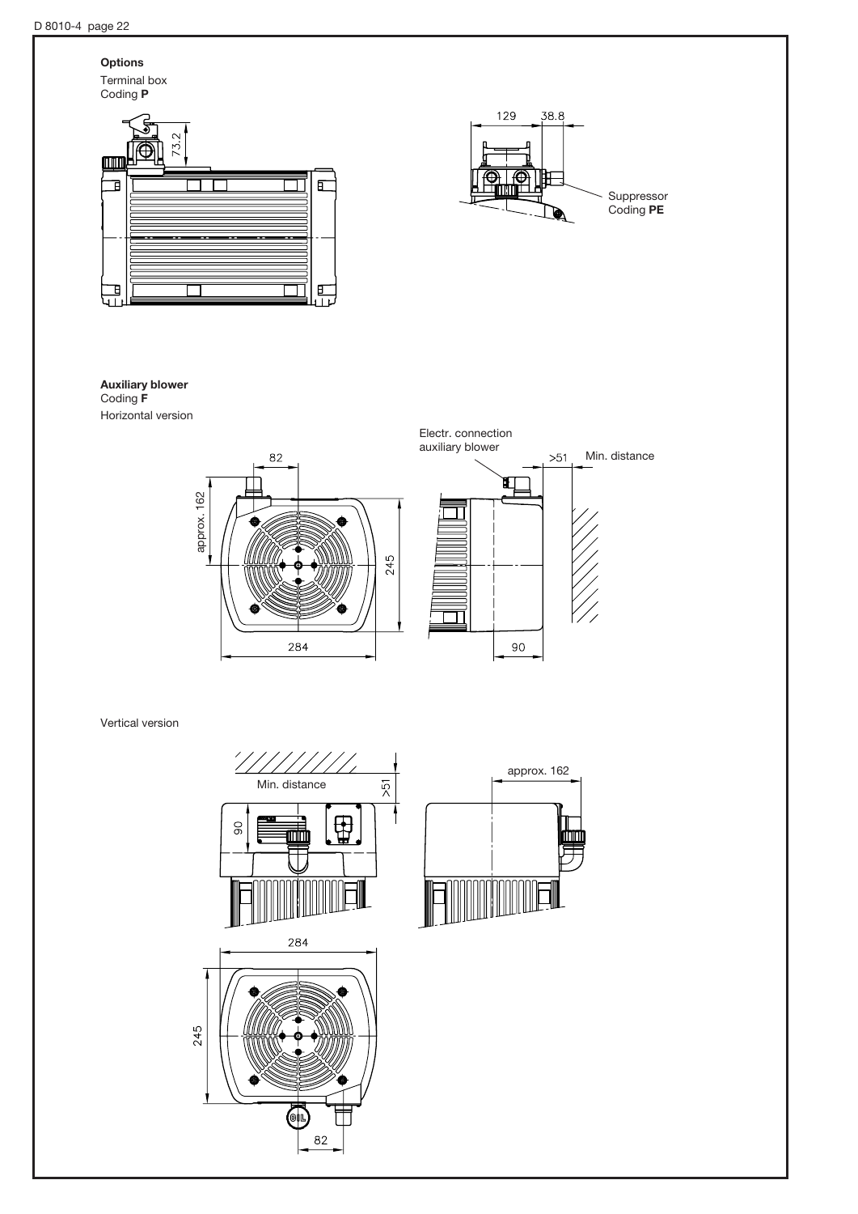**Options**

Terminal box
Coding **P**

73.2

129 38.8

Suppressor
Coding **PE**

**Auxiliary blower**
Coding **F**

Horizontal version

82

approx. 162

245

284

Electr. connection
auxiliary blower

>51 Min. distance

90

Vertical version

Min. distance

>51

90

approx. 162

284

245

82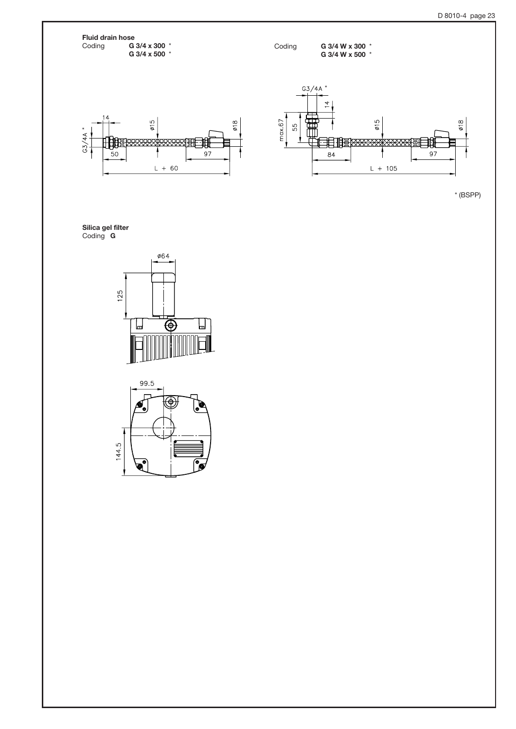**Fluid drain hose**

Coding **G 3/4 x 300** *
**G 3/4 x 500** *

Coding **G 3/4 W x 300** *
**G 3/4 W x 500** *

* (BSPP)

**Silica gel filter**

Coding **G**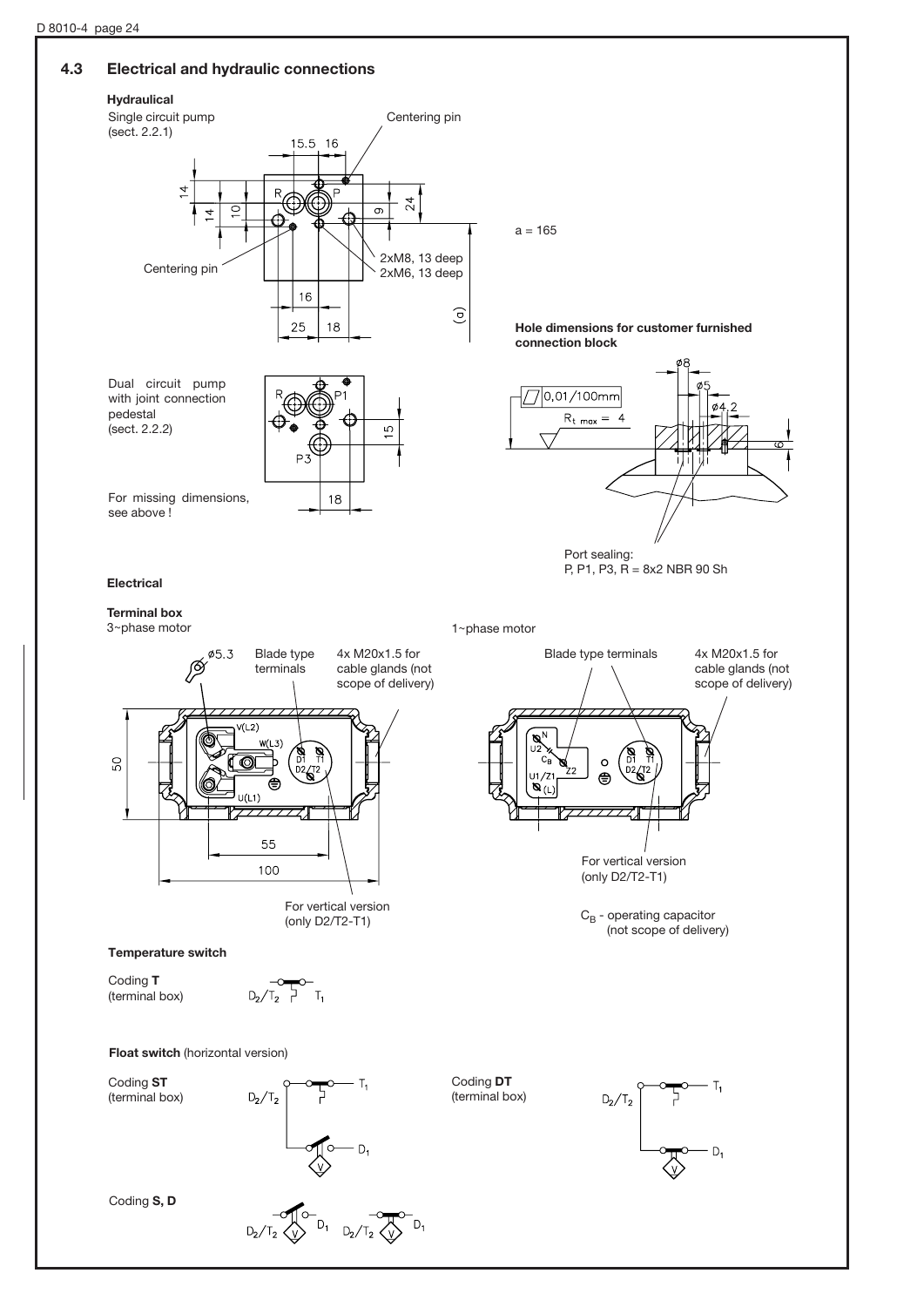## 4.3 Electrical and hydraulic connections

**Hydraulical**

Single circuit pump (sect. 2.2.1)

Centering pin

15.5 16

14 14 10 9 24

R P

a = 165

2xM8, 13 deep

2xM6, 13 deep

16

25 18

(a)

Dual circuit pump with joint connection pedestal (sect. 2.2.2)

R P1 P3

15

18

For missing dimensions, see above !

**Hole dimensions for customer furnished connection block**

ø8 ø5 ø4.2

0,01/100mm

$R_{t\ max}$ = 4

6

Port sealing:
P, P1, P3, R = 8x2 NBR 90 Sh

**Electrical**

**Terminal box**

3~phase motor

ø5.3

Blade type terminals

4x M20x1.5 for cable glands (not scope of delivery)

V(L2) W(L3) U(L1) D1 T1 D2/T2

50

55

100

For vertical version (only D2/T2-T1)

1~phase motor

Blade type terminals

4x M20x1.5 for cable glands (not scope of delivery)

N U2 $C_B$ Z2 U1/Z1 (L) D1 T1 D2/T2

For vertical version (only D2/T2-T1)

$C_B$ - operating capacitor (not scope of delivery)

**Temperature switch**

Coding **T** (terminal box)

$D_2/T_2$ $T_1$

**Float switch** (horizontal version)

Coding **ST** (terminal box)

$D_2/T_2$ $T_1$ $D_1$

Coding **DT** (terminal box)

$D_2/T_2$ $T_1$ $D_1$

Coding **S, D**

$D_2/T_2$ $D_1$ $D_2/T_2$ $D_1$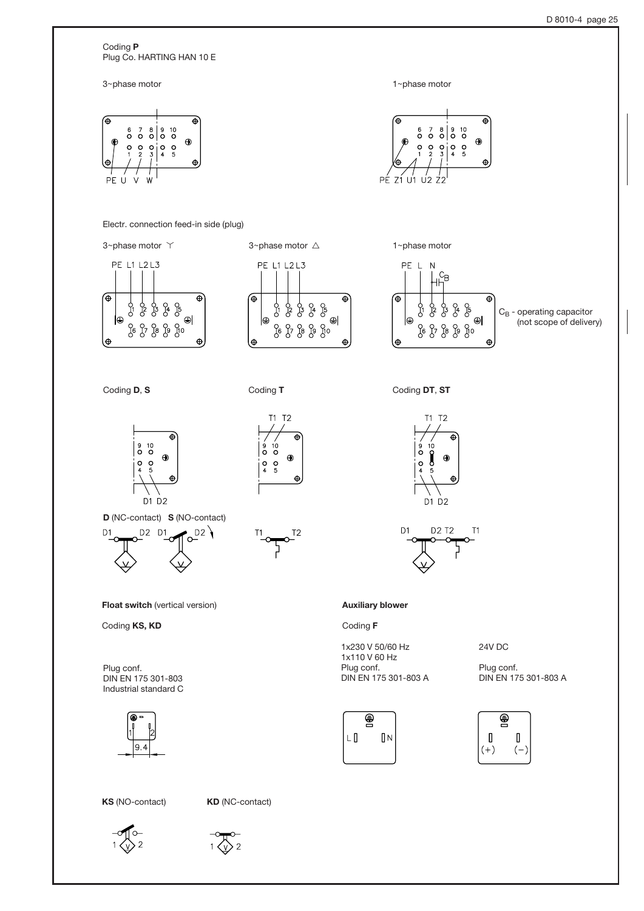Coding **P**
Plug Co. HARTING HAN 10 E

3~phase motor

6 7 8 9 10
1 2 3 4 5
PE U V W

1~phase motor

6 7 8 9 10
1 2 3 4 5
PE Z1 U1 U2 Z2

Electr. connection feed-in side (plug)

3~phase motor Y

PE L1 L2 L3

3~phase motor △

PE L1 L2 L3

1~phase motor

PE L N $C_B$

$C_B$ - operating capacitor (not scope of delivery)

Coding **D**, **S**

9 10
4 5
D1 D2

**D** (NC-contact) **S** (NO-contact)

Coding **T**

T1 T2
9 10
4 5

Coding **DT**, **ST**

T1 T2
9 10
4 5
D1 D2

**Float switch** (vertical version)

Coding **KS, KD**

Plug conf.
DIN EN 175 301-803
Industrial standard C

9.4

**KS** (NO-contact)

**KD** (NC-contact)

**Auxiliary blower**

Coding **F**

1x230 V 50/60 Hz
1x110 V 60 Hz
Plug conf.
DIN EN 175 301-803 A

L N

24V DC

Plug conf.
DIN EN 175 301-803 A

(+) (−)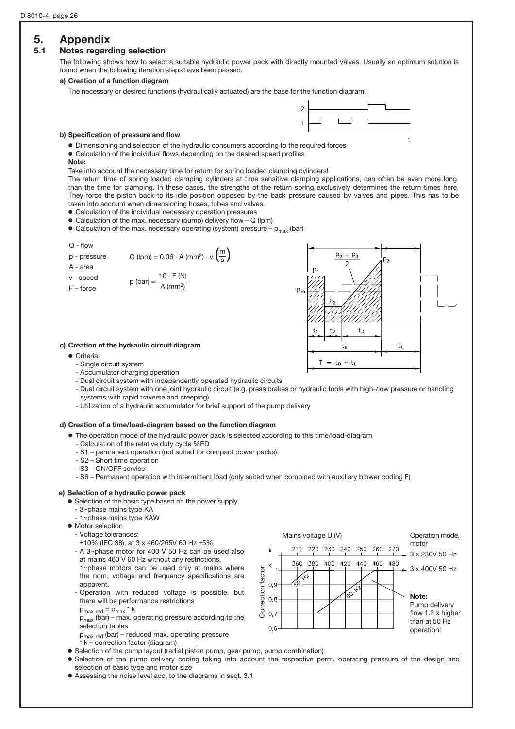# 5. Appendix

## 5.1 Notes regarding selection

The following shows how to select a suitable hydraulic power pack with directly mounted valves. Usually an optimum solution is found when the following iteration steps have been passed.

**a) Creation of a function diagram**

The necessary or desired functions (hydraulically actuated) are the base for the function diagram.

**b) Specification of pressure and flow**

- Dimensioning and selection of the hydraulic consumers according to the required forces
- Calculation of the individual flows depending on the desired speed profiles

**Note:**

Take into account the necessary time for return for spring loaded clamping cylinders!

The return time of spring loaded clamping cylinders at time sensitive clamping applications, can often be even more long, than the time for clamping. In these cases, the strengths of the return spring exclusively determines the return times here. They force the piston back to its idle position opposed by the back pressure caused by valves and pipes. This has to be taken into account when dimensioning hoses, tubes and valves.

- Calculation of the individual necessary operation pressures
- Calculation of the max. necessary (pump) delivery flow – Q (lpm)
- Calculation of the max. necessary operating (system) pressure – $p_{max}$ (bar)

Q - flow
p - pressure
A - area
v - speed
F – force

$$Q\,(\text{lpm}) = 0.06 \cdot A\,(\text{mm}^2) \cdot v\left(\frac{m}{s}\right)$$

$$p\,(\text{bar}) = \frac{10 \cdot F\,(\text{N})}{A\,(\text{mm}^2)}$$

$\frac{p_2 + p_3}{2}$; $p_1$, $p_2$, $p_3$, $p_m$; $t_1$, $t_2$, $t_3$, $t_B$, $t_L$

$T = t_B + t_L$

**c) Creation of the hydraulic circuit diagram**

- Criteria:
  - Single circuit system
  - Accumulator charging operation
  - Dual circuit system with independently operated hydraulic circuits
  - Dual circuit system with one joint hydraulic circuit (e.g. press brakes or hydraulic tools with high-/low pressure or handling systems with rapid traverse and creeping)
  - Utilization of a hydraulic accumulator for brief support of the pump delivery

**d) Creation of a time/load-diagram based on the function diagram**

- The operation mode of the hydraulic power pack is selected according to this time/load-diagram
  - Calculation of the relative duty cycle %ED
  - S1 – permanent operation (not suited for compact power packs)
  - S2 – Short time operation
  - S3 – ON/OFF service
  - S6 – Permanent operation with intermittent load (only suited when combined with auxiliary blower coding F)

**e) Selection of a hydraulic power pack**

- Selection of the basic type based on the power supply
  - 3~phase mains type KA
  - 1~phase mains type KAW
- Motor selection
  - Voltage tolerances:
    ±10% (IEC 38), at 3 x 460/265V 60 Hz ±5%
  - A 3~phase motor for 400 V 50 Hz can be used also at mains 460 V 60 Hz without any restrictions.
    1~phase motors can be used only at mains where the nom. voltage and frequency specifications are apparent.
  - Operation with reduced voltage is possible, but there will be performance restrictions
    $p_{max\ red} = p_{max} * k$
    $p_{max}$ (bar) – max. operating pressure according to the selection tables
    $p_{max\ red}$ (bar) – reduced max. operating pressure
    \* k – correction factor (diagram)

Mains voltage U (V) — 3 x 230V 50 Hz: 210, 220, 230, 240, 250, 260, 270; 3 x 400V 50 Hz: 360, 380, 400, 420, 440, 460, 480. Correction factor K: 0,6 – 1. Curves: 50 Hz, 60 Hz. Operation mode, motor.

**Note:**
Pump delivery flow 1.2 x higher than at 50 Hz operation!

- Selection of the pump layout (radial piston pump, gear pump, pump combination)
- Selection of the pump delivery coding taking into account the respective perm. operating pressure of the design and selection of basic type and motor size
- Assessing the noise level acc. to the diagrams in sect. 3.1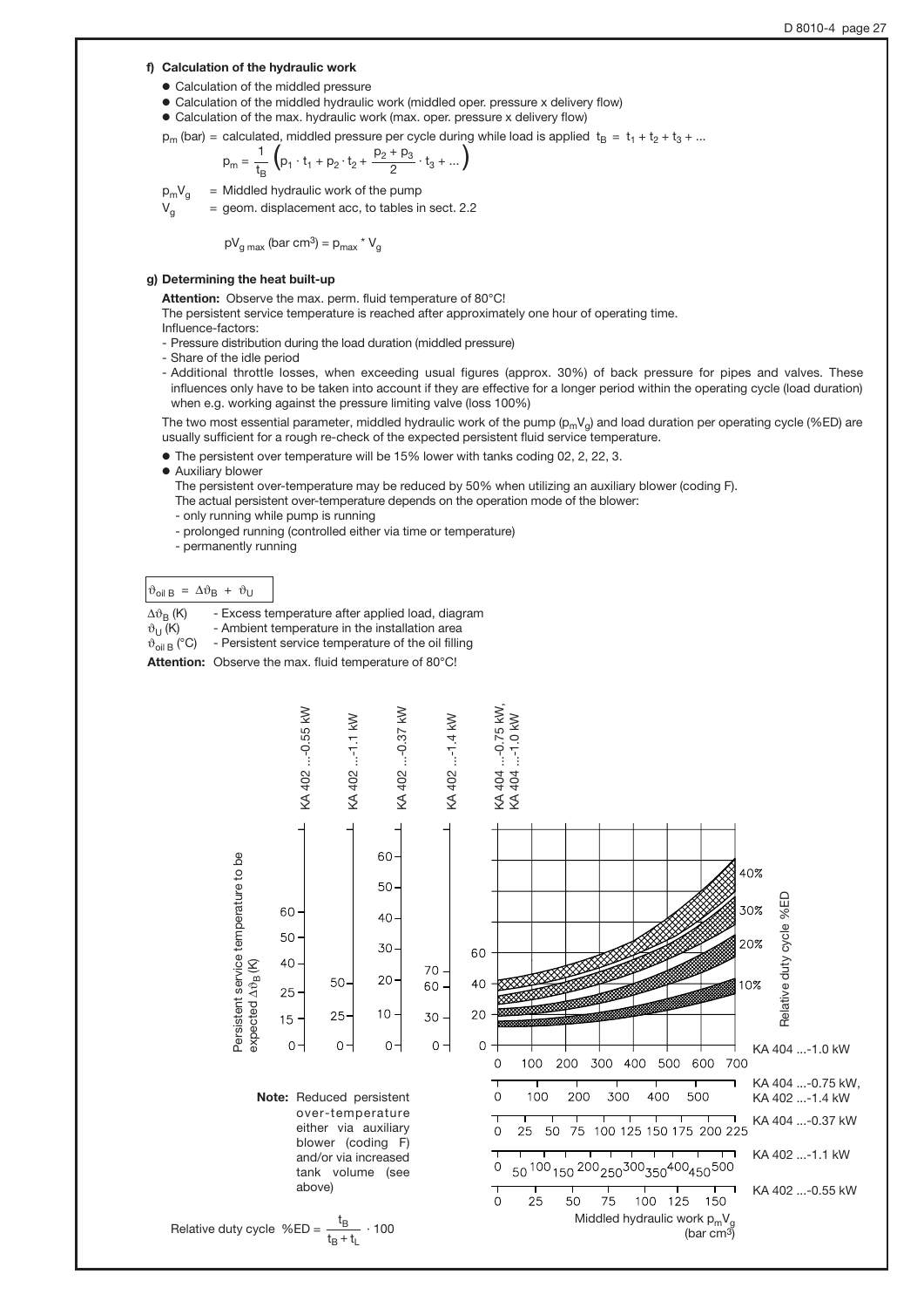#### f) Calculation of the hydraulic work

- Calculation of the middled pressure
- Calculation of the middled hydraulic work (middled oper. pressure x delivery flow)
- Calculation of the max. hydraulic work (max. oper. pressure x delivery flow)

$p_m$ (bar) = calculated, middled pressure per cycle during while load is applied $t_B = t_1 + t_2 + t_3 + ...$

$$p_m = \frac{1}{t_B}\left(p_1 \cdot t_1 + p_2 \cdot t_2 + \frac{p_2 + p_3}{2} \cdot t_3 + ...\right)$$

$p_m V_g$ = Middled hydraulic work of the pump

$V_g$ = geom. displacement acc, to tables in sect. 2.2

$$pV_{g\,max}\ (\text{bar cm}^3) = p_{max} * V_g$$

#### g) Determining the heat built-up

**Attention:** Observe the max. perm. fluid temperature of 80°C!

The persistent service temperature is reached after approximately one hour of operating time.

Influence-factors:

- Pressure distribution during the load duration (middled pressure)
- Share of the idle period
- Additional throttle losses, when exceeding usual figures (approx. 30%) of back pressure for pipes and valves. These influences only have to be taken into account if they are effective for a longer period within the operating cycle (load duration) when e.g. working against the pressure limiting valve (loss 100%)

The two most essential parameter, middled hydraulic work of the pump ($p_m V_g$) and load duration per operating cycle (%ED) are usually sufficient for a rough re-check of the expected persistent fluid service temperature.

- The persistent over temperature will be 15% lower with tanks coding 02, 2, 22, 3.
- Auxiliary blower

  The persistent over-temperature may be reduced by 50% when utilizing an auxiliary blower (coding F).

  The actual persistent over-temperature depends on the operation mode of the blower:
  - only running while pump is running
  - prolonged running (controlled either via time or temperature)
  - permanently running

$$\vartheta_{oil\,B} = \Delta\vartheta_B + \vartheta_U$$

$\Delta\vartheta_B$ (K) - Excess temperature after applied load, diagram

$\vartheta_U$ (K) - Ambient temperature in the installation area

$\vartheta_{oil\,B}$ (°C) - Persistent service temperature of the oil filling

**Attention:** Observe the max. fluid temperature of 80°C!

Persistent service temperature to be expected $\Delta\vartheta_B$ (K)

KA 402 ...-0.55 kW: 0, 15, 25, 40, 50, 60
KA 402 ...-1.1 kW: 0, 25, 50
KA 402 ...-0.37 kW: 0, 10, 20, 30, 40, 50, 60
KA 402 ...-1.4 kW: 0, 30, 60, 70
KA 404 ...-0.75 kW, KA 404 ...-1.0 kW: 0, 20, 40, 60

Relative duty cycle %ED: 10%, 20%, 30%, 40%

Middled hydraulic work $p_m V_g$ (bar cm³):

- KA 404 ...-1.0 kW: 0, 100, 200, 300, 400, 500, 600, 700
- KA 404 ...-0.75 kW, KA 402 ...-1.4 kW: 0, 100, 200, 300, 400, 500
- KA 404 ...-0.37 kW: 0, 25, 50, 75, 100, 125, 150, 175, 200, 225
- KA 402 ...-1.1 kW: 0, 50, 100, 150, 200, 250, 300, 350, 400, 450, 500
- KA 402 ...-0.55 kW: 0, 25, 50, 75, 100, 125, 150

**Note:** Reduced persistent over-temperature either via auxiliary blower (coding F) and/or via increased tank volume (see above)

$$\text{Relative duty cycle } \%ED = \frac{t_B}{t_B + t_L} \cdot 100$$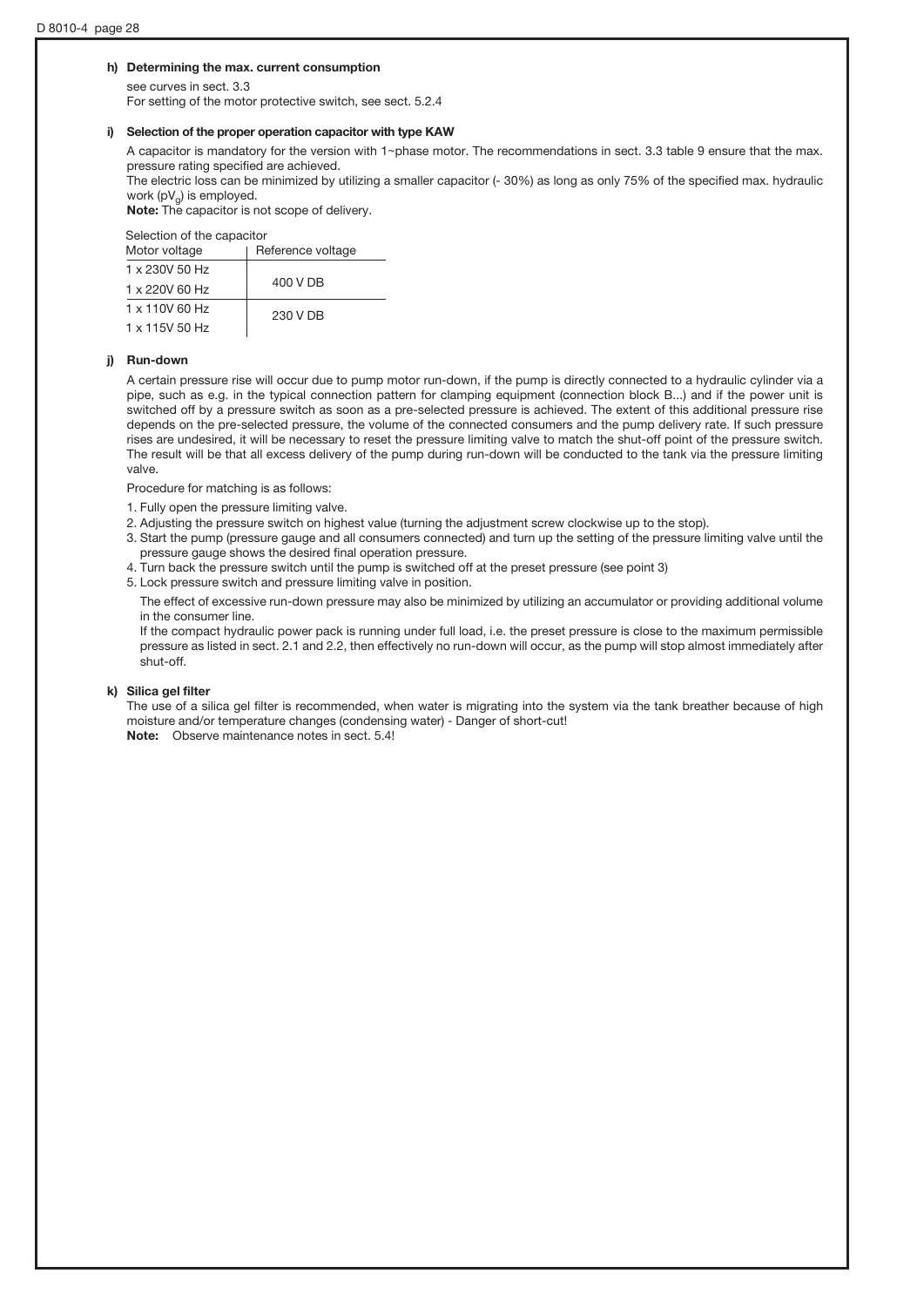#### h) Determining the max. current consumption

see curves in sect. 3.3
For setting of the motor protective switch, see sect. 5.2.4

#### i) Selection of the proper operation capacitor with type KAW

A capacitor is mandatory for the version with 1~phase motor. The recommendations in sect. 3.3 table 9 ensure that the max. pressure rating specified are achieved.
The electric loss can be minimized by utilizing a smaller capacitor (- 30%) as long as only 75% of the specified max. hydraulic work ($pV_g$) is employed.
**Note:** The capacitor is not scope of delivery.

Selection of the capacitor

| Motor voltage | Reference voltage |
|---|---|
| 1 x 230V 50 Hz<br>1 x 220V 60 Hz | 400 V DB |
| 1 x 110V 60 Hz<br>1 x 115V 50 Hz | 230 V DB |

#### j) Run-down

A certain pressure rise will occur due to pump motor run-down, if the pump is directly connected to a hydraulic cylinder via a pipe, such as e.g. in the typical connection pattern for clamping equipment (connection block B...) and if the power unit is switched off by a pressure switch as soon as a pre-selected pressure is achieved. The extent of this additional pressure rise depends on the pre-selected pressure, the volume of the connected consumers and the pump delivery rate. If such pressure rises are undesired, it will be necessary to reset the pressure limiting valve to match the shut-off point of the pressure switch. The result will be that all excess delivery of the pump during run-down will be conducted to the tank via the pressure limiting valve.

Procedure for matching is as follows:

1. Fully open the pressure limiting valve.
2. Adjusting the pressure switch on highest value (turning the adjustment screw clockwise up to the stop).
3. Start the pump (pressure gauge and all consumers connected) and turn up the setting of the pressure limiting valve until the pressure gauge shows the desired final operation pressure.
4. Turn back the pressure switch until the pump is switched off at the preset pressure (see point 3)
5. Lock pressure switch and pressure limiting valve in position.

The effect of excessive run-down pressure may also be minimized by utilizing an accumulator or providing additional volume in the consumer line.
If the compact hydraulic power pack is running under full load, i.e. the preset pressure is close to the maximum permissible pressure as listed in sect. 2.1 and 2.2, then effectively no run-down will occur, as the pump will stop almost immediately after shut-off.

#### k) Silica gel filter

The use of a silica gel filter is recommended, when water is migrating into the system via the tank breather because of high moisture and/or temperature changes (condensing water) - Danger of short-cut!
**Note:** Observe maintenance notes in sect. 5.4!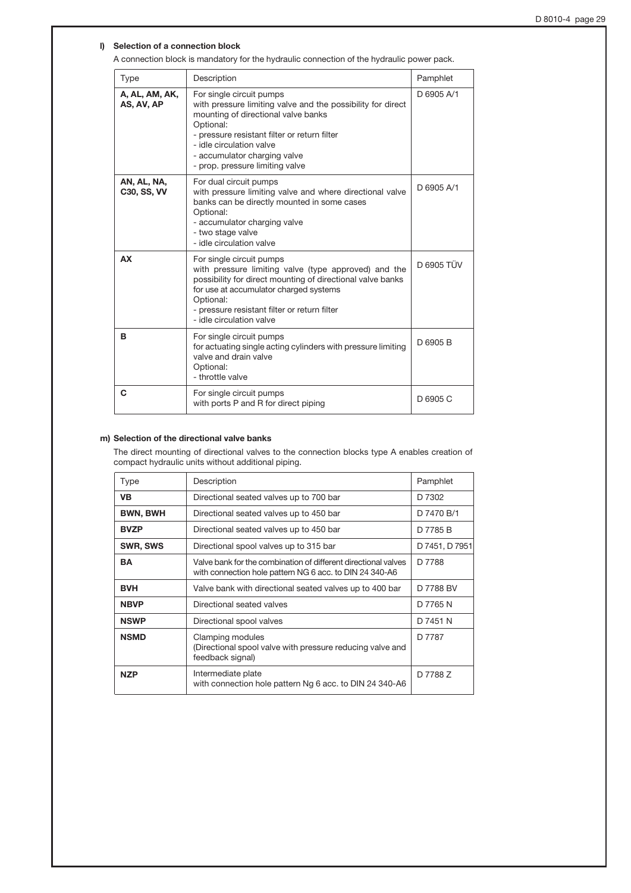#### l) Selection of a connection block

A connection block is mandatory for the hydraulic connection of the hydraulic power pack.

| Type | Description | Pamphlet |
|---|---|---|
| **A, AL, AM, AK, AS, AV, AP** | For single circuit pumps<br>with pressure limiting valve and the possibility for direct mounting of directional valve banks<br>Optional:<br>- pressure resistant filter or return filter<br>- idle circulation valve<br>- accumulator charging valve<br>- prop. pressure limiting valve | D 6905 A/1 |
| **AN, AL, NA, C30, SS, VV** | For dual circuit pumps<br>with pressure limiting valve and where directional valve banks can be directly mounted in some cases<br>Optional:<br>- accumulator charging valve<br>- two stage valve<br>- idle circulation valve | D 6905 A/1 |
| **AX** | For single circuit pumps<br>with pressure limiting valve (type approved) and the possibility for direct mounting of directional valve banks for use at accumulator charged systems<br>Optional:<br>- pressure resistant filter or return filter<br>- idle circulation valve | D 6905 TÜV |
| **B** | For single circuit pumps<br>for actuating single acting cylinders with pressure limiting valve and drain valve<br>Optional:<br>- throttle valve | D 6905 B |
| **C** | For single circuit pumps<br>with ports P and R for direct piping | D 6905 C |

#### m) Selection of the directional valve banks

The direct mounting of directional valves to the connection blocks type A enables creation of compact hydraulic units without additional piping.

| Type | Description | Pamphlet |
|---|---|---|
| **VB** | Directional seated valves up to 700 bar | D 7302 |
| **BWN, BWH** | Directional seated valves up to 450 bar | D 7470 B/1 |
| **BVZP** | Directional seated valves up to 450 bar | D 7785 B |
| **SWR, SWS** | Directional spool valves up to 315 bar | D 7451, D 7951 |
| **BA** | Valve bank for the combination of different directional valves with connection hole pattern NG 6 acc. to DIN 24 340-A6 | D 7788 |
| **BVH** | Valve bank with directional seated valves up to 400 bar | D 7788 BV |
| **NBVP** | Directional seated valves | D 7765 N |
| **NSWP** | Directional spool valves | D 7451 N |
| **NSMD** | Clamping modules<br>(Directional spool valve with pressure reducing valve and feedback signal) | D 7787 |
| **NZP** | Intermediate plate<br>with connection hole pattern Ng 6 acc. to DIN 24 340-A6 | D 7788 Z |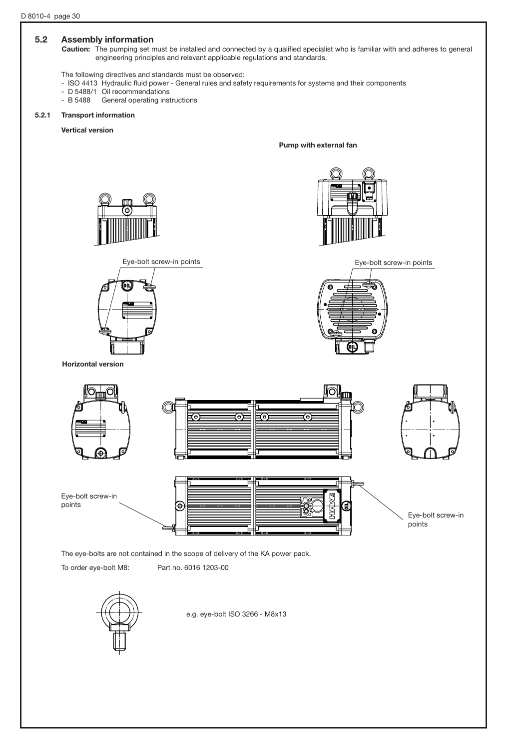## 5.2 Assembly information

**Caution:** The pumping set must be installed and connected by a qualified specialist who is familiar with and adheres to general engineering principles and relevant applicable regulations and standards.

The following directives and standards must be observed:

- ISO 4413 Hydraulic fluid power - General rules and safety requirements for systems and their components
- D 5488/1 Oil recommendations
- B 5488 General operating instructions

### 5.2.1 Transport information

**Vertical version**

**Pump with external fan**

Eye-bolt screw-in points

Eye-bolt screw-in points

**Horizontal version**

Eye-bolt screw-in points

Eye-bolt screw-in points

The eye-bolts are not contained in the scope of delivery of the KA power pack.

To order eye-bolt M8: Part no. 6016 1203-00

e.g. eye-bolt ISO 3266 - M8x13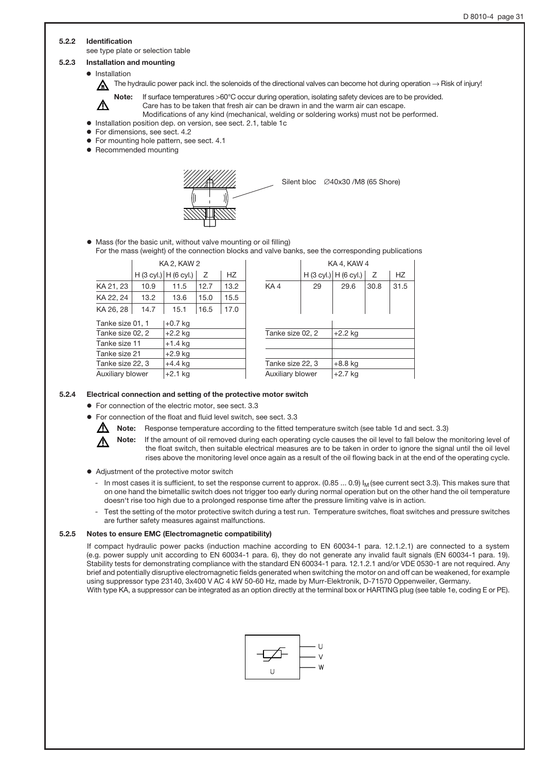### 5.2.2 Identification

see type plate or selection table

### 5.2.3 Installation and mounting

- Installation

⚠ The hydraulic power pack incl. the solenoids of the directional valves can become hot during operation → Risk of injury!

⚠ **Note:** If surface temperatures >60°C occur during operation, isolating safety devices are to be provided. Care has to be taken that fresh air can be drawn in and the warm air can escape. Modifications of any kind (mechanical, welding or soldering works) must not be performed.

- Installation position dep. on version, see sect. 2.1, table 1c
- For dimensions, see sect. 4.2
- For mounting hole pattern, see sect. 4.1
- Recommended mounting

Silent bloc ∅40x30 /M8 (65 Shore)

- Mass (for the basic unit, without valve mounting or oil filling)
  For the mass (weight) of the connection blocks and valve banks, see the corresponding publications

| | KA 2, KAW 2 | | | |
|---|---|---|---|---|
| | H (3 cyl.) | H (6 cyl.) | Z | HZ |
| KA 21, 23 | 10.9 | 11.5 | 12.7 | 13.2 |
| KA 22, 24 | 13.2 | 13.6 | 15.0 | 15.5 |
| KA 26, 28 | 14.7 | 15.1 | 16.5 | 17.0 |
| Tanke size 01, 1 | +0.7 kg | | | |
| Tanke size 02, 2 | +2.2 kg | | | |
| Tanke size 11 | +1.4 kg | | | |
| Tanke size 21 | +2.9 kg | | | |
| Tanke size 22, 3 | +4.4 kg | | | |
| Auxiliary blower | +2.1 kg | | | |

| | KA 4, KAW 4 | | | |
|---|---|---|---|---|
| | H (3 cyl.) | H (6 cyl.) | Z | HZ |
| KA 4 | 29 | 29.6 | 30.8 | 31.5 |
| Tanke size 02, 2 | +2.2 kg | | | |
| Tanke size 22, 3 | +8.8 kg | | | |
| Auxiliary blower | +2.7 kg | | | |

### 5.2.4 Electrical connection and setting of the protective motor switch

- For connection of the electric motor, see sect. 3.3
- For connection of the float and fluid level switch, see sect. 3.3

⚠ **Note:** Response temperature according to the fitted temperature switch (see table 1d and sect. 3.3)

⚠ **Note:** If the amount of oil removed during each operating cycle causes the oil level to fall below the monitoring level of the float switch, then suitable electrical measures are to be taken in order to ignore the signal until the oil level rises above the monitoring level once again as a result of the oil flowing back in at the end of the operating cycle.

- Adjustment of the protective motor switch
  - In most cases it is sufficient, to set the response current to approx. (0.85 ... 0.9) $I_M$ (see current sect 3.3). This makes sure that on one hand the bimetallic switch does not trigger too early during normal operation but on the other hand the oil temperature doesn't rise too high due to a prolonged response time after the pressure limiting valve is in action.
  - Test the setting of the motor protective switch during a test run. Temperature switches, float switches and pressure switches are further safety measures against malfunctions.

### 5.2.5 Notes to ensure EMC (Electromagnetic compatibility)

If compact hydraulic power packs (induction machine according to EN 60034-1 para. 12.1.2.1) are connected to a system (e.g. power supply unit according to EN 60034-1 para. 6), they do not generate any invalid fault signals (EN 60034-1 para. 19). Stability tests for demonstrating compliance with the standard EN 60034-1 para. 12.1.2.1 and/or VDE 0530-1 are not required. Any brief and potentially disruptive electromagnetic fields generated when switching the motor on and off can be weakened, for example using suppressor type 23140, 3x400 V AC 4 kW 50-60 Hz, made by Murr-Elektronik, D-71570 Oppenweiler, Germany.
With type KA, a suppressor can be integrated as an option directly at the terminal box or HARTING plug (see table 1e, coding E or PE).

U V W

U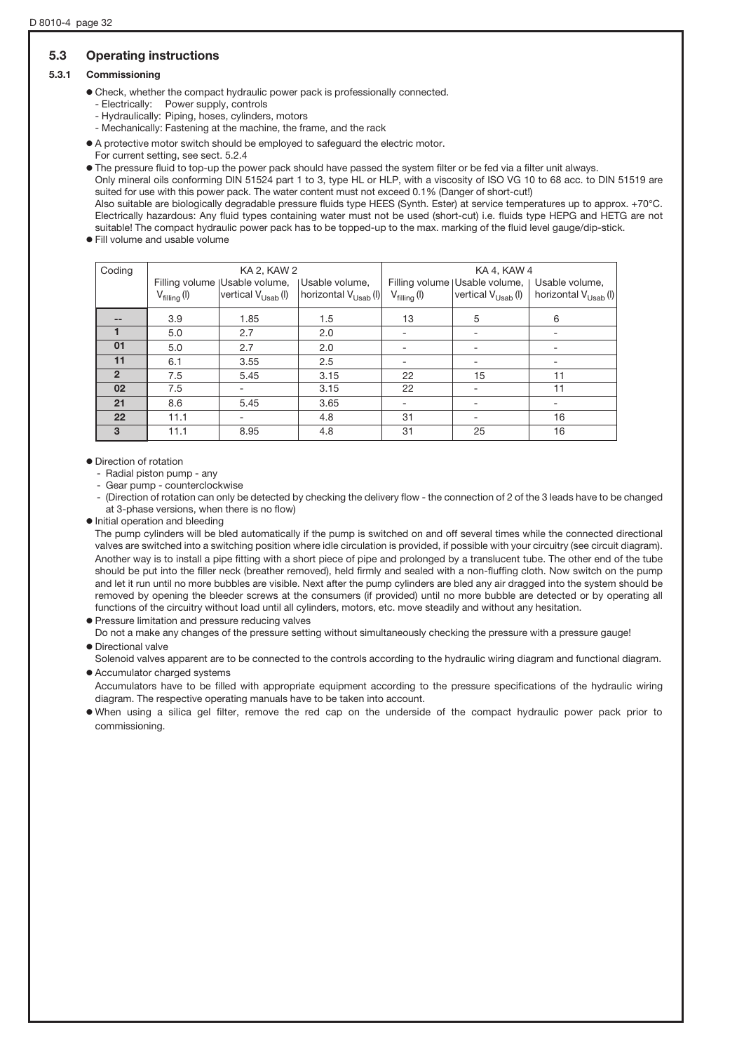## 5.3 Operating instructions

### 5.3.1 Commissioning

- Check, whether the compact hydraulic power pack is professionally connected.
  - Electrically: Power supply, controls
  - Hydraulically: Piping, hoses, cylinders, motors
  - Mechanically: Fastening at the machine, the frame, and the rack
- A protective motor switch should be employed to safeguard the electric motor.
  For current setting, see sect. 5.2.4
- The pressure fluid to top-up the power pack should have passed the system filter or be fed via a filter unit always.
  Only mineral oils conforming DIN 51524 part 1 to 3, type HL or HLP, with a viscosity of ISO VG 10 to 68 acc. to DIN 51519 are suited for use with this power pack. The water content must not exceed 0.1% (Danger of short-cut!)
  Also suitable are biologically degradable pressure fluids type HEES (Synth. Ester) at service temperatures up to approx. +70°C. Electrically hazardous: Any fluid types containing water must not be used (short-cut) i.e. fluids type HEPG and HETG are not suitable! The compact hydraulic power pack has to be topped-up to the max. marking of the fluid level gauge/dip-stick.
- Fill volume and usable volume

| Coding | KA 2, KAW 2 | | | KA 4, KAW 4 | | |
|---|---|---|---|---|---|---|
| | Filling volume $V_{filling}$ (l) | Usable volume, vertical $V_{Usab}$ (l) | Usable volume, horizontal $V_{Usab}$ (l) | Filling volume $V_{filling}$ (l) | Usable volume, vertical $V_{Usab}$ (l) | Usable volume, horizontal $V_{Usab}$ (l) |
| -- | 3.9 | 1.85 | 1.5 | 13 | 5 | 6 |
| 1 | 5.0 | 2.7 | 2.0 | - | - | - |
| 01 | 5.0 | 2.7 | 2.0 | - | - | - |
| 11 | 6.1 | 3.55 | 2.5 | - | - | - |
| 2 | 7.5 | 5.45 | 3.15 | 22 | 15 | 11 |
| 02 | 7.5 | - | 3.15 | 22 | - | 11 |
| 21 | 8.6 | 5.45 | 3.65 | - | - | - |
| 22 | 11.1 | - | 4.8 | 31 | - | 16 |
| 3 | 11.1 | 8.95 | 4.8 | 31 | 25 | 16 |

- Direction of rotation
  - Radial piston pump - any
  - Gear pump - counterclockwise
  - (Direction of rotation can only be detected by checking the delivery flow - the connection of 2 of the 3 leads have to be changed at 3-phase versions, when there is no flow)
- Initial operation and bleeding
  The pump cylinders will be bled automatically if the pump is switched on and off several times while the connected directional valves are switched into a switching position where idle circulation is provided, if possible with your circuitry (see circuit diagram). Another way is to install a pipe fitting with a short piece of pipe and prolonged by a translucent tube. The other end of the tube should be put into the filler neck (breather removed), held firmly and sealed with a non-fluffing cloth. Now switch on the pump and let it run until no more bubbles are visible. Next after the pump cylinders are bled any air dragged into the system should be removed by opening the bleeder screws at the consumers (if provided) until no more bubble are detected or by operating all functions of the circuitry without load until all cylinders, motors, etc. move steadily and without any hesitation.
- Pressure limitation and pressure reducing valves
  Do not a make any changes of the pressure setting without simultaneously checking the pressure with a pressure gauge!
- Directional valve
  Solenoid valves apparent are to be connected to the controls according to the hydraulic wiring diagram and functional diagram.
- Accumulator charged systems
  Accumulators have to be filled with appropriate equipment according to the pressure specifications of the hydraulic wiring diagram. The respective operating manuals have to be taken into account.
- When using a silica gel filter, remove the red cap on the underside of the compact hydraulic power pack prior to commissioning.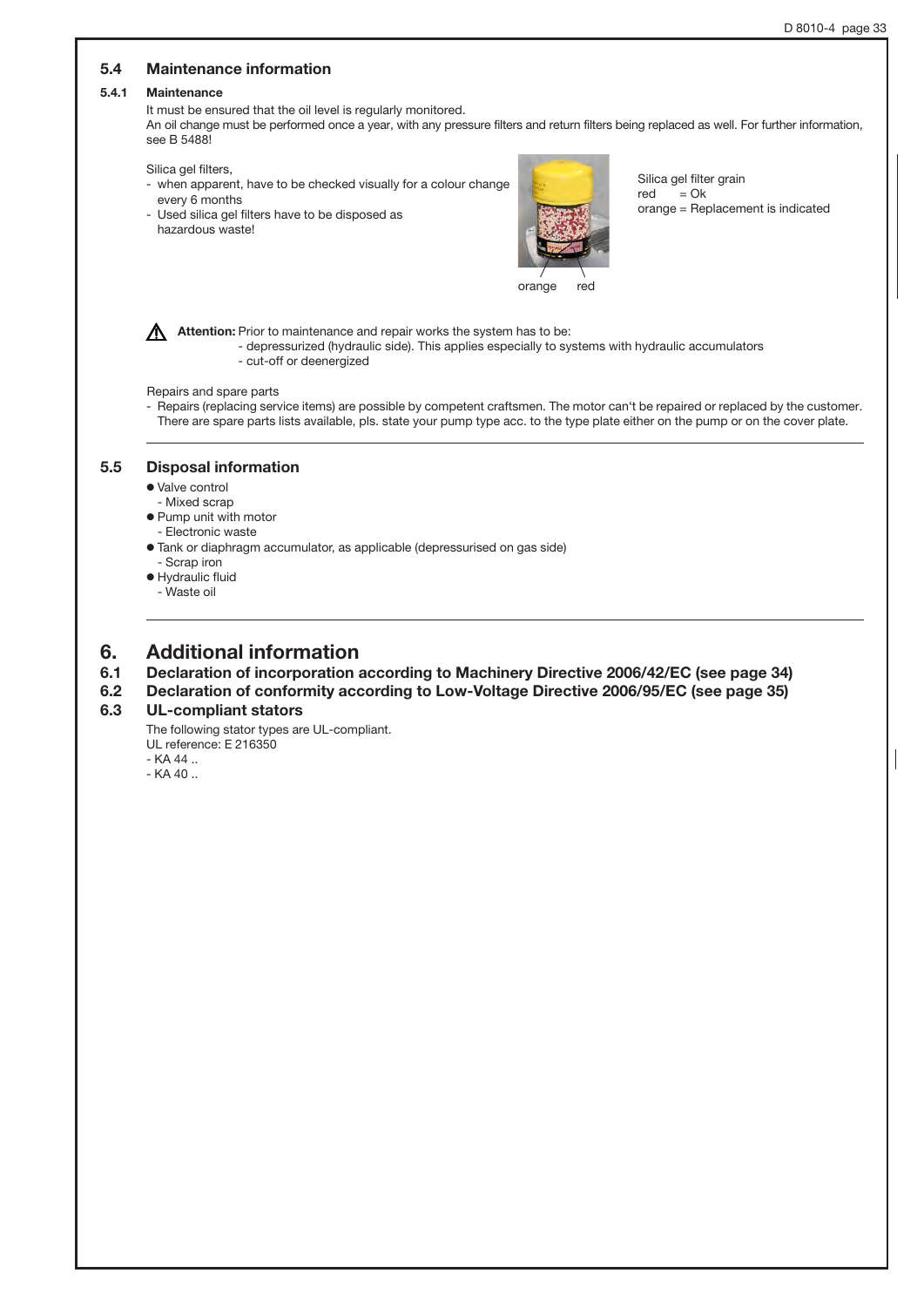## 5.4 Maintenance information

### 5.4.1 Maintenance

It must be ensured that the oil level is regularly monitored.
An oil change must be performed once a year, with any pressure filters and return filters being replaced as well. For further information, see B 5488!

Silica gel filters,

- when apparent, have to be checked visually for a colour change every 6 months
- Used silica gel filters have to be disposed as hazardous waste!

orange red

Silica gel filter grain
red = Ok
orange = Replacement is indicated

**Attention:** Prior to maintenance and repair works the system has to be:
- depressurized (hydraulic side). This applies especially to systems with hydraulic accumulators
- cut-off or deenergized

Repairs and spare parts

- Repairs (replacing service items) are possible by competent craftsmen. The motor can't be repaired or replaced by the customer. There are spare parts lists available, pls. state your pump type acc. to the type plate either on the pump or on the cover plate.

## 5.5 Disposal information

- Valve control
  - Mixed scrap
- Pump unit with motor
  - Electronic waste
- Tank or diaphragm accumulator, as applicable (depressurised on gas side)
  - Scrap iron
- Hydraulic fluid
  - Waste oil

# 6. Additional information

## 6.1 Declaration of incorporation according to Machinery Directive 2006/42/EC (see page 34)

## 6.2 Declaration of conformity according to Low-Voltage Directive 2006/95/EC (see page 35)

## 6.3 UL-compliant stators

The following stator types are UL-compliant.
UL reference: E 216350
- KA 44 ..
- KA 40 ..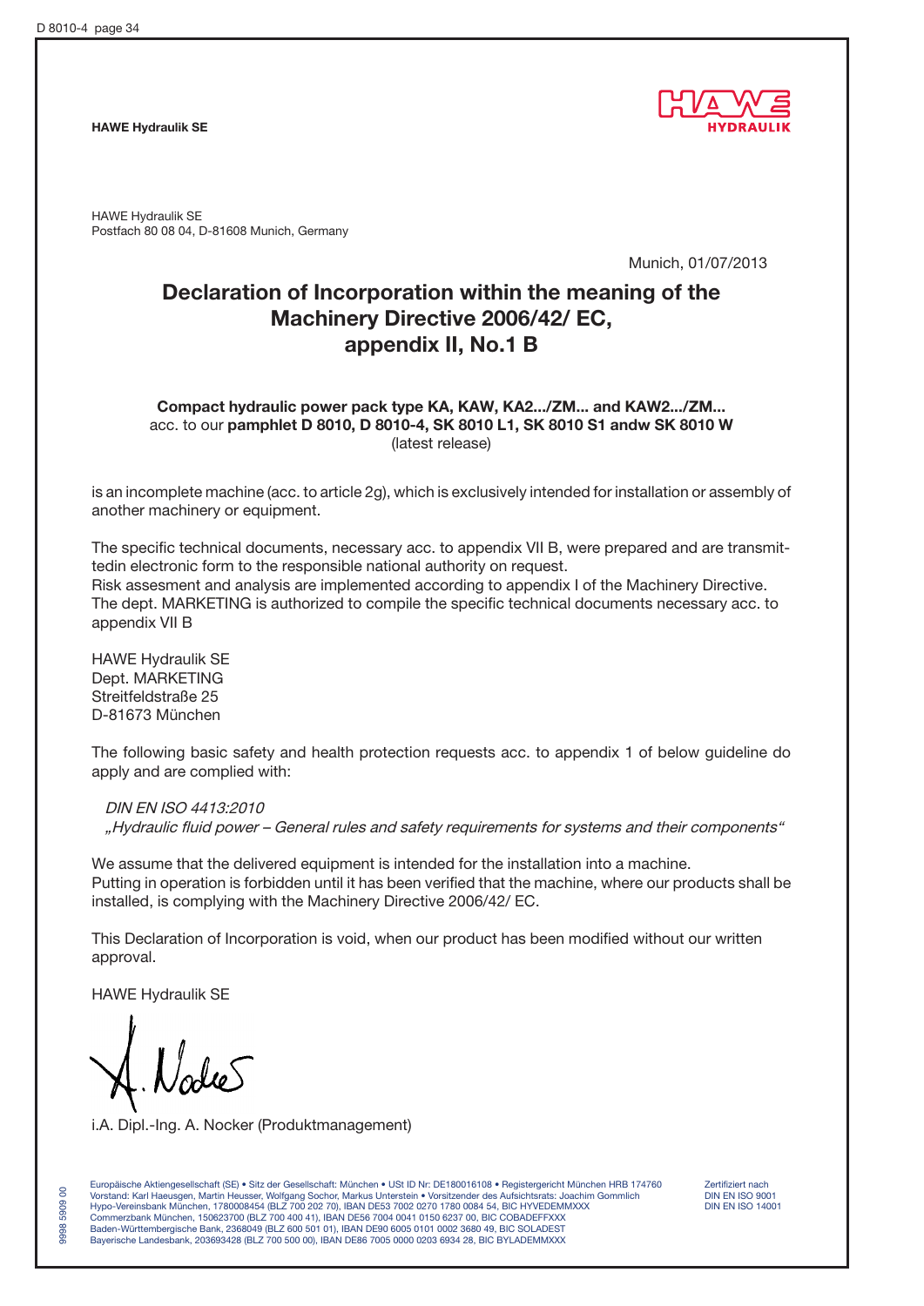**HAWE Hydraulik SE**

HAWE Hydraulik SE
Postfach 80 08 04, D-81608 Munich, Germany

Munich, 01/07/2013

# Declaration of Incorporation within the meaning of the Machinery Directive 2006/42/ EC, appendix II, No.1 B

**Compact hydraulic power pack type KA, KAW, KA2.../ZM... and KAW2.../ZM...**
acc. to our **pamphlet D 8010, D 8010-4, SK 8010 L1, SK 8010 S1 andw SK 8010 W**
(latest release)

is an incomplete machine (acc. to article 2g), which is exclusively intended for installation or assembly of another machinery or equipment.

The specific technical documents, necessary acc. to appendix VII B, were prepared and are transmittedin electronic form to the responsible national authority on request.
Risk assesment and analysis are implemented according to appendix I of the Machinery Directive.
The dept. MARKETING is authorized to compile the specific technical documents necessary acc. to appendix VII B

HAWE Hydraulik SE
Dept. MARKETING
Streitfeldstraße 25
D-81673 München

The following basic safety and health protection requests acc. to appendix 1 of below guideline do apply and are complied with:

*DIN EN ISO 4413:2010*
*„Hydraulic fluid power – General rules and safety requirements for systems and their components"*

We assume that the delivered equipment is intended for the installation into a machine.
Putting in operation is forbidden until it has been verified that the machine, where our products shall be installed, is complying with the Machinery Directive 2006/42/ EC.

This Declaration of Incorporation is void, when our product has been modified without our written approval.

HAWE Hydraulik SE

i.A. Dipl.-Ing. A. Nocker (Produktmanagement)

Europäische Aktiengesellschaft (SE) • Sitz der Gesellschaft: München • USt ID Nr: DE180016108 • Registergericht München HRB 174760
Vorstand: Karl Haeusgen, Martin Heusser, Wolfgang Sochor, Markus Unterstein • Vorsitzender des Aufsichtsrats: Joachim Gommlich
Hypo-Vereinsbank München, 1780008454 (BLZ 700 202 70), IBAN DE53 7002 0270 1780 0084 54, BIC HYVEDEMMXXX
Commerzbank München, 150623700 (BLZ 700 400 41), IBAN DE56 7004 0041 0150 6237 00, BIC COBADEFFXXX
Baden-Württembergische Bank, 2368049 (BLZ 600 501 01), IBAN DE90 6005 0101 0002 3680 49, BIC SOLADEST
Bayerische Landesbank, 203693428 (BLZ 700 500 00), IBAN DE86 7005 0000 0203 6934 28, BIC BYLADEMMXXX

Zertifiziert nach
DIN EN ISO 9001
DIN EN ISO 14001

9998 5909 00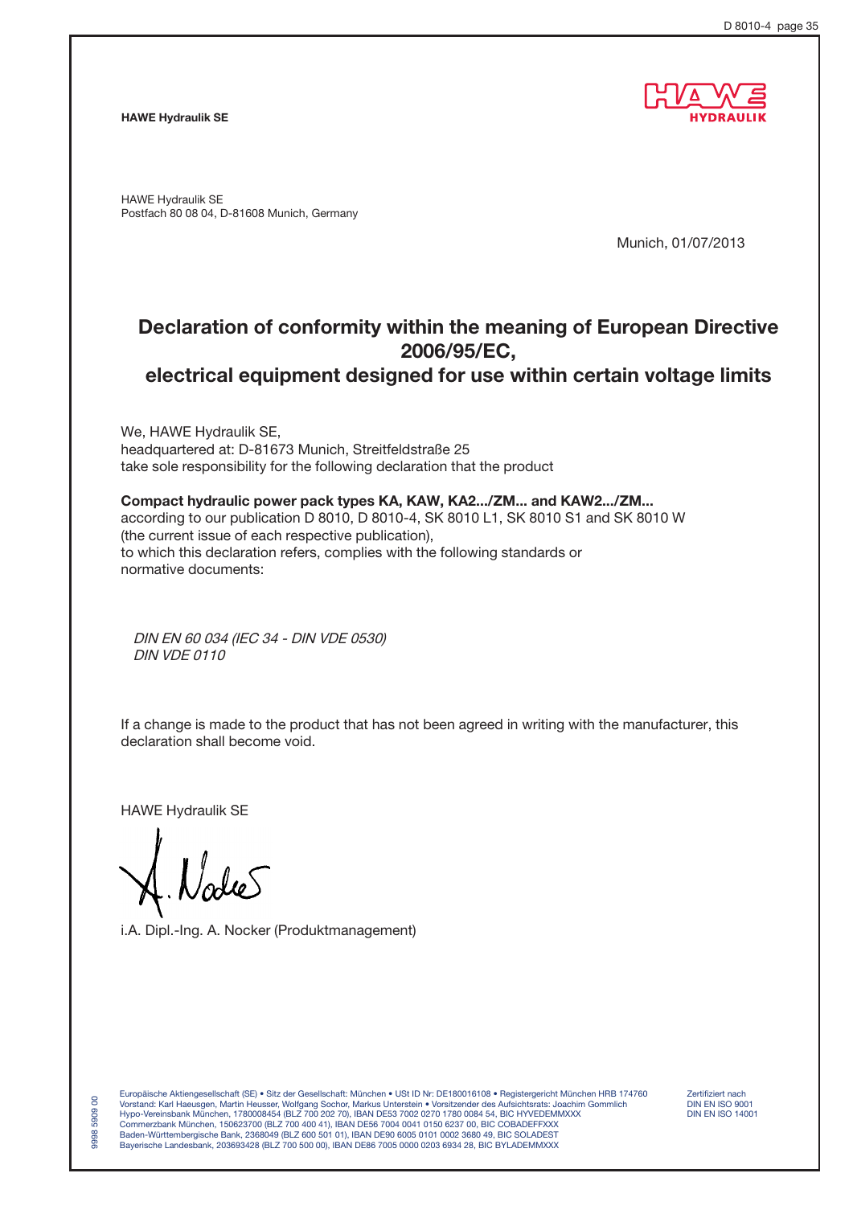**HAWE Hydraulik SE**

HAWE Hydraulik SE
Postfach 80 08 04, D-81608 Munich, Germany

Munich, 01/07/2013

# Declaration of conformity within the meaning of European Directive 2006/95/EC, electrical equipment designed for use within certain voltage limits

We, HAWE Hydraulik SE,
headquartered at: D-81673 Munich, Streitfeldstraße 25
take sole responsibility for the following declaration that the product

**Compact hydraulic power pack types KA, KAW, KA2.../ZM... and KAW2.../ZM...**
according to our publication D 8010, D 8010-4, SK 8010 L1, SK 8010 S1 and SK 8010 W
(the current issue of each respective publication),
to which this declaration refers, complies with the following standards or
normative documents:

*DIN EN 60 034 (IEC 34 - DIN VDE 0530)*
*DIN VDE 0110*

If a change is made to the product that has not been agreed in writing with the manufacturer, this declaration shall become void.

HAWE Hydraulik SE

i.A. Dipl.-Ing. A. Nocker (Produktmanagement)

Europäische Aktiengesellschaft (SE) • Sitz der Gesellschaft: München • USt ID Nr: DE180016108 • Registergericht München HRB 174760
Vorstand: Karl Haeusgen, Martin Heusser, Wolfgang Sochor, Markus Unterstein • Vorsitzender des Aufsichtsrats: Joachim Gommlich
Hypo-Vereinsbank München, 1780008454 (BLZ 700 202 70), IBAN DE53 7002 0270 1780 0084 54, BIC HYVEDEMMXXX
Commerzbank München, 150623700 (BLZ 700 400 41), IBAN DE56 7004 0041 0150 6237 00, BIC COBADEFFXXX
Baden-Württembergische Bank, 2368049 (BLZ 600 501 01), IBAN DE90 6005 0101 0002 3680 49, BIC SOLADEST
Bayerische Landesbank, 203693428 (BLZ 700 500 00), IBAN DE86 7005 0000 0203 6934 28, BIC BYLADEMMXXX

Zertifiziert nach
DIN EN ISO 9001
DIN EN ISO 14001

9998 5909 00